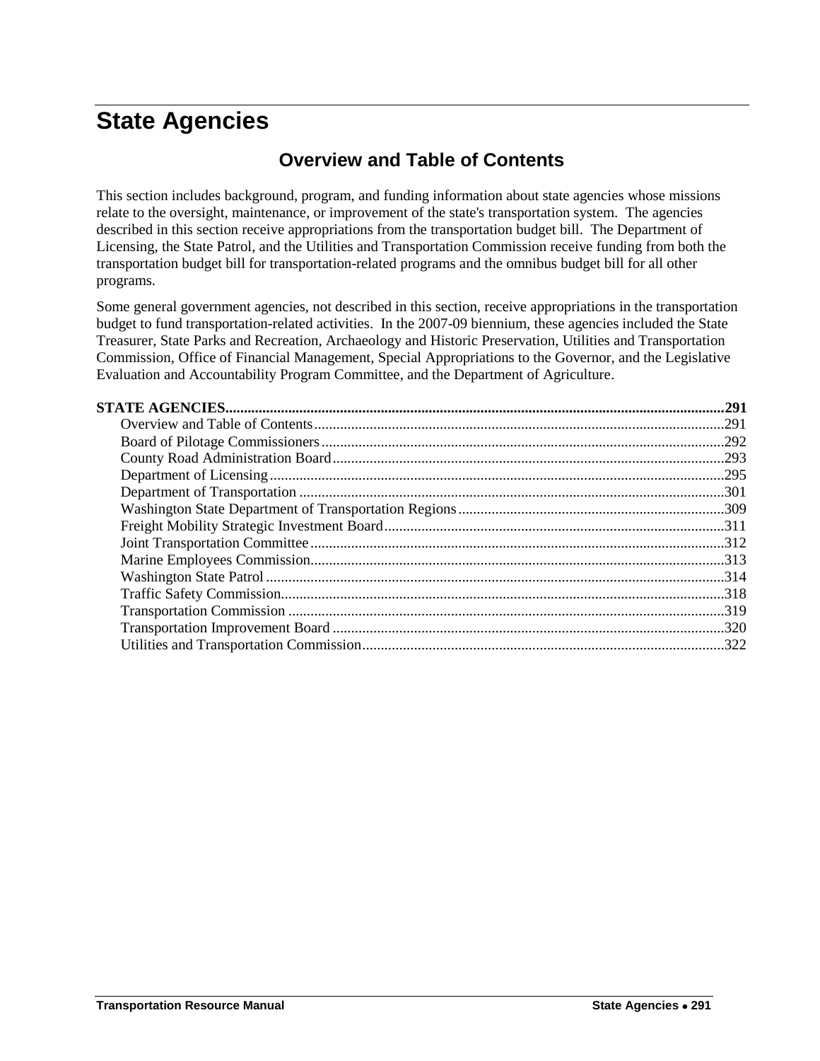# State Agencies

## Overview and Table of Contents

This section includes background, program, and funding information about state agencies whose missions relate to the oversight, maintenance, or improvement of the state's transportation system. The agencies described in this section receive appropriations from the transportation budget bill. The Department of Licensing, the State Patrol, and the Utilities and Transportation Commission receive funding from both the transportation budget bill for transportation-related programs and the omnibus budget bill for all other programs.

Some general government agencies, not described in this section, receive appropriations in the transportation budget to fund transportation-related activities. In the 2007-09 biennium, these agencies included the State Treasurer, State Parks and Recreation, Archaeology and Historic Preservation, Utilities and Transportation Commission, Office of Financial Management, Special Appropriations to the Governor, and the Legislative Evaluation and Accountability Program Committee, and the Department of Agriculture.

**STATE AGENCIES......291**

- Overview and Table of Contents......291
- Board of Pilotage Commissioners......292
- County Road Administration Board......293
- Department of Licensing......295
- Department of Transportation......301
- Washington State Department of Transportation Regions......309
- Freight Mobility Strategic Investment Board......311
- Joint Transportation Committee......312
- Marine Employees Commission......313
- Washington State Patrol......314
- Traffic Safety Commission......318
- Transportation Commission......319
- Transportation Improvement Board......320
- Utilities and Transportation Commission......322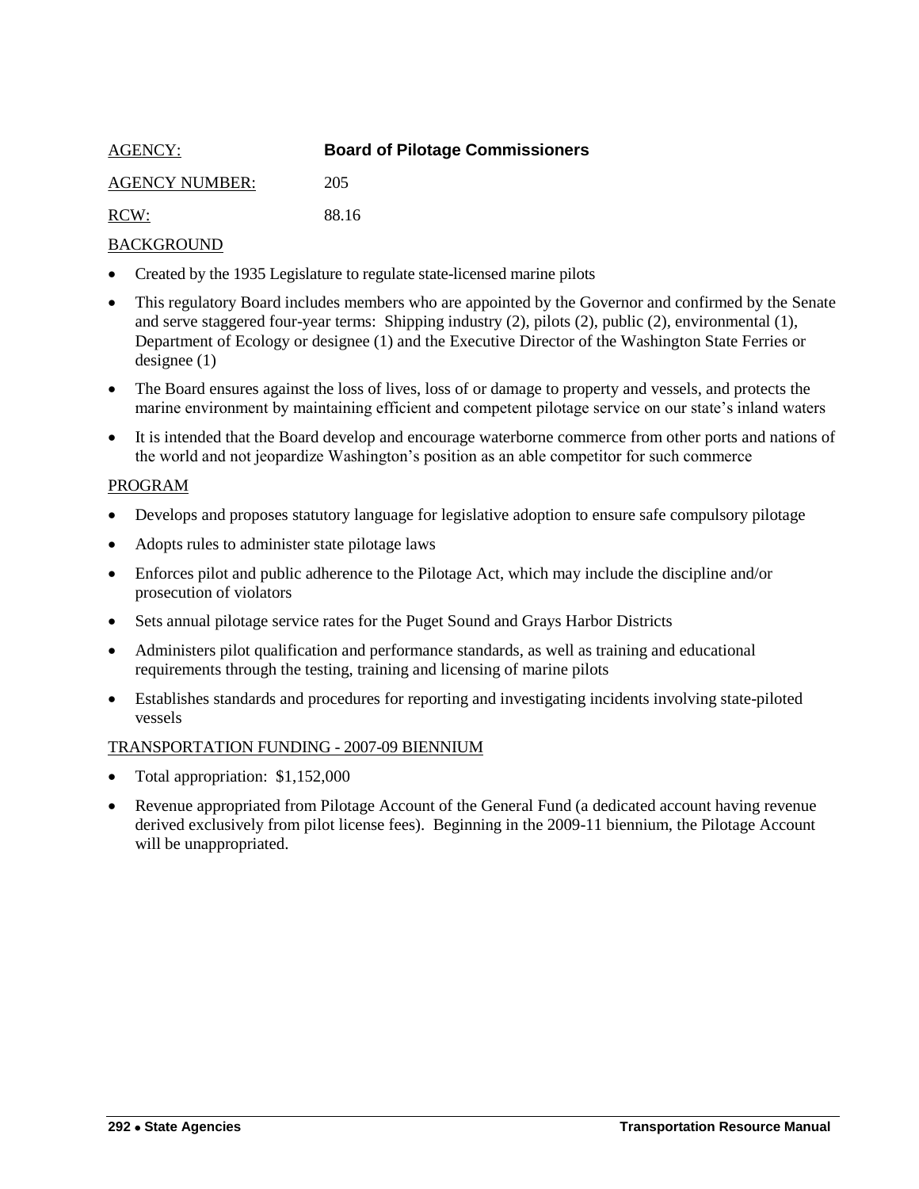AGENCY: **Board of Pilotage Commissioners**

AGENCY NUMBER: 205

RCW: 88.16

BACKGROUND

- Created by the 1935 Legislature to regulate state-licensed marine pilots
- This regulatory Board includes members who are appointed by the Governor and confirmed by the Senate and serve staggered four-year terms: Shipping industry (2), pilots (2), public (2), environmental (1), Department of Ecology or designee (1) and the Executive Director of the Washington State Ferries or designee (1)
- The Board ensures against the loss of lives, loss of or damage to property and vessels, and protects the marine environment by maintaining efficient and competent pilotage service on our state's inland waters
- It is intended that the Board develop and encourage waterborne commerce from other ports and nations of the world and not jeopardize Washington's position as an able competitor for such commerce

PROGRAM

- Develops and proposes statutory language for legislative adoption to ensure safe compulsory pilotage
- Adopts rules to administer state pilotage laws
- Enforces pilot and public adherence to the Pilotage Act, which may include the discipline and/or prosecution of violators
- Sets annual pilotage service rates for the Puget Sound and Grays Harbor Districts
- Administers pilot qualification and performance standards, as well as training and educational requirements through the testing, training and licensing of marine pilots
- Establishes standards and procedures for reporting and investigating incidents involving state-piloted vessels

TRANSPORTATION FUNDING - 2007-09 BIENNIUM

- Total appropriation: $1,152,000
- Revenue appropriated from Pilotage Account of the General Fund (a dedicated account having revenue derived exclusively from pilot license fees). Beginning in the 2009-11 biennium, the Pilotage Account will be unappropriated.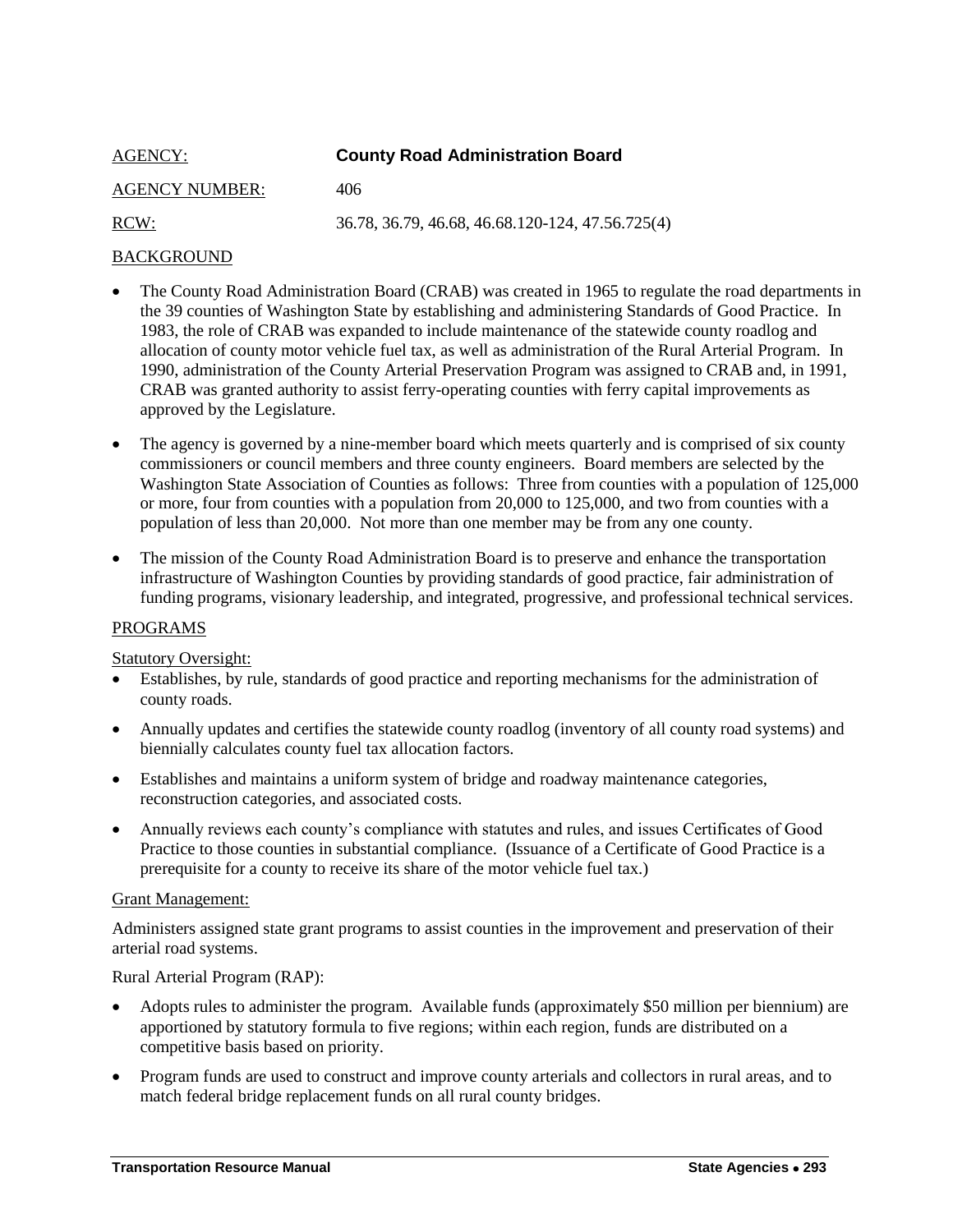AGENCY: **County Road Administration Board**

AGENCY NUMBER: 406

RCW: 36.78, 36.79, 46.68, 46.68.120-124, 47.56.725(4)

## BACKGROUND

- The County Road Administration Board (CRAB) was created in 1965 to regulate the road departments in the 39 counties of Washington State by establishing and administering Standards of Good Practice. In 1983, the role of CRAB was expanded to include maintenance of the statewide county roadlog and allocation of county motor vehicle fuel tax, as well as administration of the Rural Arterial Program. In 1990, administration of the County Arterial Preservation Program was assigned to CRAB and, in 1991, CRAB was granted authority to assist ferry-operating counties with ferry capital improvements as approved by the Legislature.
- The agency is governed by a nine-member board which meets quarterly and is comprised of six county commissioners or council members and three county engineers. Board members are selected by the Washington State Association of Counties as follows: Three from counties with a population of 125,000 or more, four from counties with a population from 20,000 to 125,000, and two from counties with a population of less than 20,000. Not more than one member may be from any one county.
- The mission of the County Road Administration Board is to preserve and enhance the transportation infrastructure of Washington Counties by providing standards of good practice, fair administration of funding programs, visionary leadership, and integrated, progressive, and professional technical services.

## PROGRAMS

### Statutory Oversight:

- Establishes, by rule, standards of good practice and reporting mechanisms for the administration of county roads.
- Annually updates and certifies the statewide county roadlog (inventory of all county road systems) and biennially calculates county fuel tax allocation factors.
- Establishes and maintains a uniform system of bridge and roadway maintenance categories, reconstruction categories, and associated costs.
- Annually reviews each county's compliance with statutes and rules, and issues Certificates of Good Practice to those counties in substantial compliance. (Issuance of a Certificate of Good Practice is a prerequisite for a county to receive its share of the motor vehicle fuel tax.)

### Grant Management:

Administers assigned state grant programs to assist counties in the improvement and preservation of their arterial road systems.

Rural Arterial Program (RAP):

- Adopts rules to administer the program. Available funds (approximately $50 million per biennium) are apportioned by statutory formula to five regions; within each region, funds are distributed on a competitive basis based on priority.
- Program funds are used to construct and improve county arterials and collectors in rural areas, and to match federal bridge replacement funds on all rural county bridges.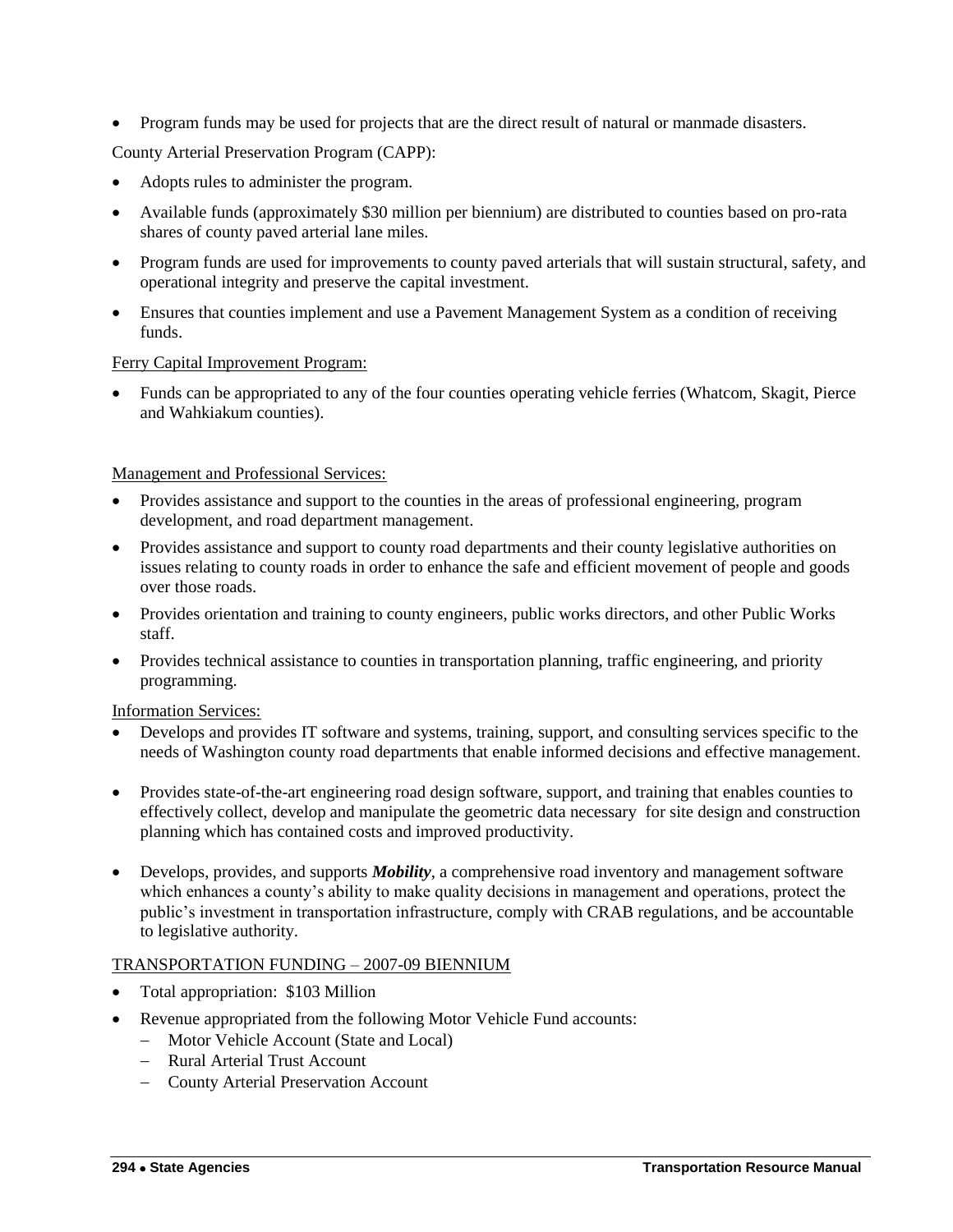- Program funds may be used for projects that are the direct result of natural or manmade disasters.

County Arterial Preservation Program (CAPP):

- Adopts rules to administer the program.
- Available funds (approximately \$30 million per biennium) are distributed to counties based on pro-rata shares of county paved arterial lane miles.
- Program funds are used for improvements to county paved arterials that will sustain structural, safety, and operational integrity and preserve the capital investment.
- Ensures that counties implement and use a Pavement Management System as a condition of receiving funds.

Ferry Capital Improvement Program:

- Funds can be appropriated to any of the four counties operating vehicle ferries (Whatcom, Skagit, Pierce and Wahkiakum counties).

Management and Professional Services:

- Provides assistance and support to the counties in the areas of professional engineering, program development, and road department management.
- Provides assistance and support to county road departments and their county legislative authorities on issues relating to county roads in order to enhance the safe and efficient movement of people and goods over those roads.
- Provides orientation and training to county engineers, public works directors, and other Public Works staff.
- Provides technical assistance to counties in transportation planning, traffic engineering, and priority programming.

Information Services:

- Develops and provides IT software and systems, training, support, and consulting services specific to the needs of Washington county road departments that enable informed decisions and effective management.
- Provides state-of-the-art engineering road design software, support, and training that enables counties to effectively collect, develop and manipulate the geometric data necessary for site design and construction planning which has contained costs and improved productivity.
- Develops, provides, and supports ***Mobility***, a comprehensive road inventory and management software which enhances a county's ability to make quality decisions in management and operations, protect the public's investment in transportation infrastructure, comply with CRAB regulations, and be accountable to legislative authority.

TRANSPORTATION FUNDING – 2007-09 BIENNIUM

- Total appropriation: \$103 Million
- Revenue appropriated from the following Motor Vehicle Fund accounts:
  - Motor Vehicle Account (State and Local)
  - Rural Arterial Trust Account
  - County Arterial Preservation Account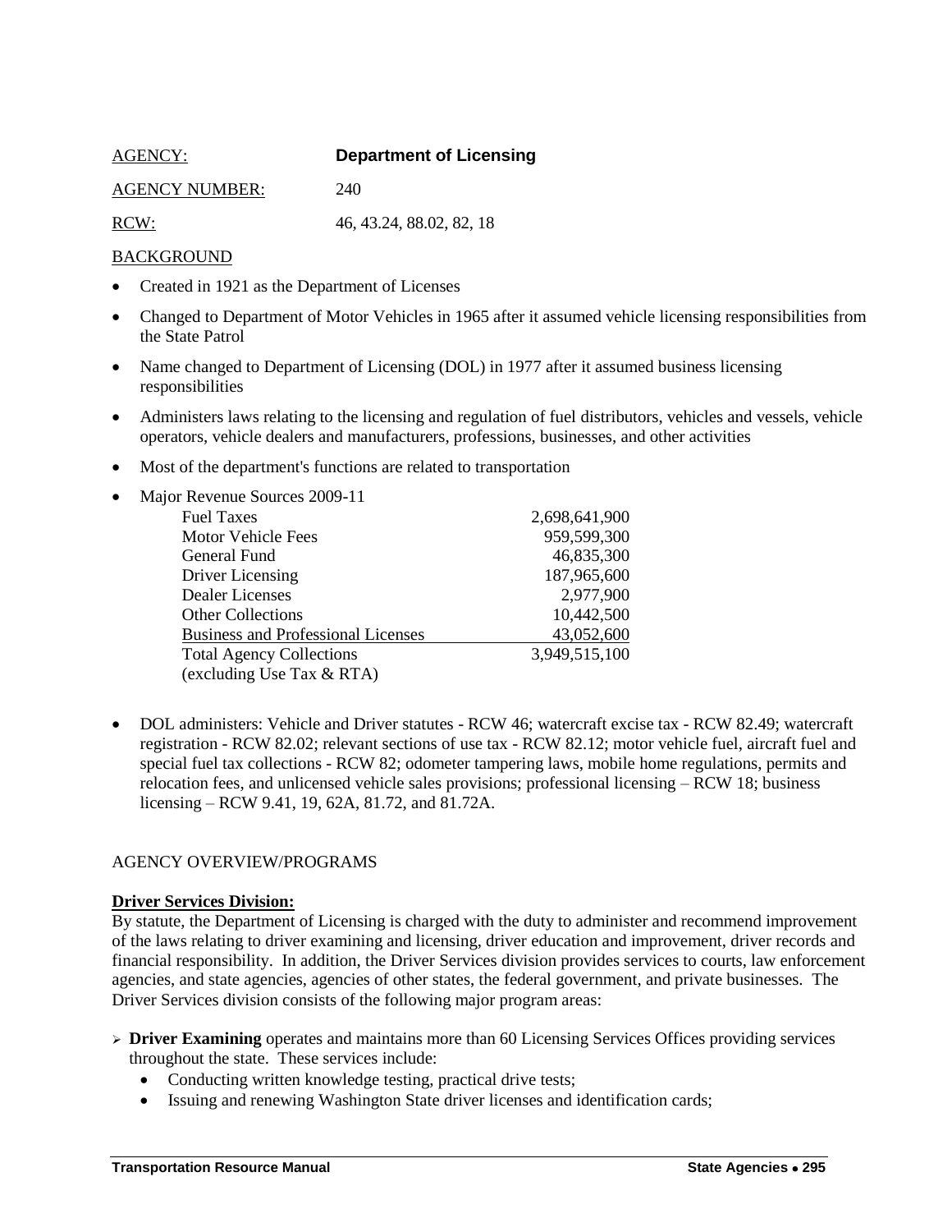AGENCY: **Department of Licensing**

AGENCY NUMBER: 240

RCW: 46, 43.24, 88.02, 82, 18

BACKGROUND

- Created in 1921 as the Department of Licenses
- Changed to Department of Motor Vehicles in 1965 after it assumed vehicle licensing responsibilities from the State Patrol
- Name changed to Department of Licensing (DOL) in 1977 after it assumed business licensing responsibilities
- Administers laws relating to the licensing and regulation of fuel distributors, vehicles and vessels, vehicle operators, vehicle dealers and manufacturers, professions, businesses, and other activities
- Most of the department's functions are related to transportation
- Major Revenue Sources 2009-11

| Source | Amount |
|---|---|
| Fuel Taxes | 2,698,641,900 |
| Motor Vehicle Fees | 959,599,300 |
| General Fund | 46,835,300 |
| Driver Licensing | 187,965,600 |
| Dealer Licenses | 2,977,900 |
| Other Collections | 10,442,500 |
| Business and Professional Licenses | 43,052,600 |
| Total Agency Collections (excluding Use Tax & RTA) | 3,949,515,100 |

- DOL administers: Vehicle and Driver statutes - RCW 46; watercraft excise tax - RCW 82.49; watercraft registration - RCW 82.02; relevant sections of use tax - RCW 82.12; motor vehicle fuel, aircraft fuel and special fuel tax collections - RCW 82; odometer tampering laws, mobile home regulations, permits and relocation fees, and unlicensed vehicle sales provisions; professional licensing – RCW 18; business licensing – RCW 9.41, 19, 62A, 81.72, and 81.72A.

AGENCY OVERVIEW/PROGRAMS

**Driver Services Division:**

By statute, the Department of Licensing is charged with the duty to administer and recommend improvement of the laws relating to driver examining and licensing, driver education and improvement, driver records and financial responsibility. In addition, the Driver Services division provides services to courts, law enforcement agencies, and state agencies, agencies of other states, the federal government, and private businesses. The Driver Services division consists of the following major program areas:

- **Driver Examining** operates and maintains more than 60 Licensing Services Offices providing services throughout the state. These services include:
  - Conducting written knowledge testing, practical drive tests;
  - Issuing and renewing Washington State driver licenses and identification cards;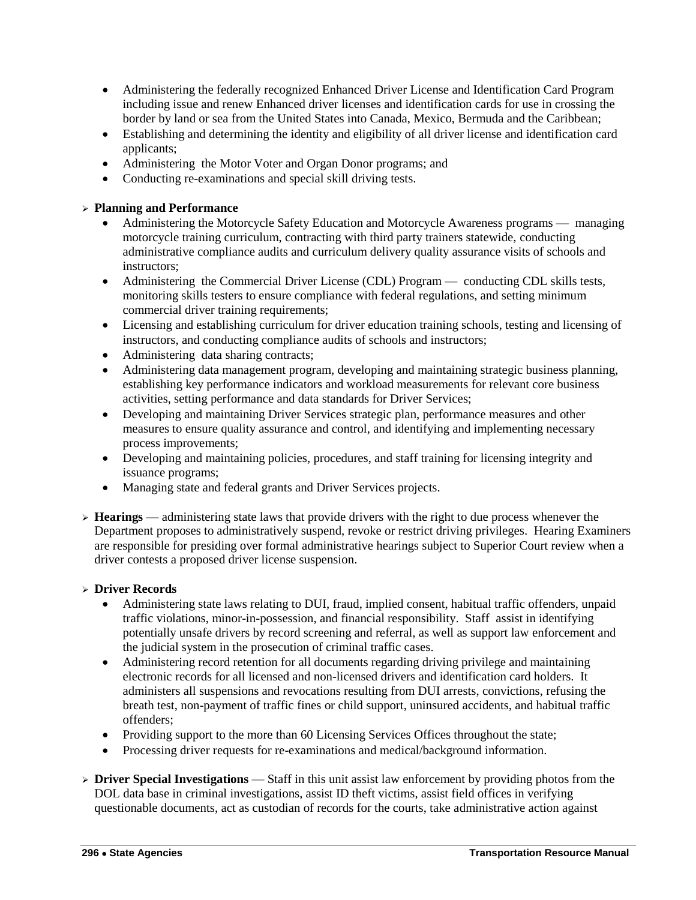- Administering the federally recognized Enhanced Driver License and Identification Card Program including issue and renew Enhanced driver licenses and identification cards for use in crossing the border by land or sea from the United States into Canada, Mexico, Bermuda and the Caribbean;
- Establishing and determining the identity and eligibility of all driver license and identification card applicants;
- Administering the Motor Voter and Organ Donor programs; and
- Conducting re-examinations and special skill driving tests.

- **Planning and Performance**
  - Administering the Motorcycle Safety Education and Motorcycle Awareness programs — managing motorcycle training curriculum, contracting with third party trainers statewide, conducting administrative compliance audits and curriculum delivery quality assurance visits of schools and instructors;
  - Administering the Commercial Driver License (CDL) Program — conducting CDL skills tests, monitoring skills testers to ensure compliance with federal regulations, and setting minimum commercial driver training requirements;
  - Licensing and establishing curriculum for driver education training schools, testing and licensing of instructors, and conducting compliance audits of schools and instructors;
  - Administering data sharing contracts;
  - Administering data management program, developing and maintaining strategic business planning, establishing key performance indicators and workload measurements for relevant core business activities, setting performance and data standards for Driver Services;
  - Developing and maintaining Driver Services strategic plan, performance measures and other measures to ensure quality assurance and control, and identifying and implementing necessary process improvements;
  - Developing and maintaining policies, procedures, and staff training for licensing integrity and issuance programs;
  - Managing state and federal grants and Driver Services projects.

- **Hearings** — administering state laws that provide drivers with the right to due process whenever the Department proposes to administratively suspend, revoke or restrict driving privileges. Hearing Examiners are responsible for presiding over formal administrative hearings subject to Superior Court review when a driver contests a proposed driver license suspension.

- **Driver Records**
  - Administering state laws relating to DUI, fraud, implied consent, habitual traffic offenders, unpaid traffic violations, minor-in-possession, and financial responsibility. Staff assist in identifying potentially unsafe drivers by record screening and referral, as well as support law enforcement and the judicial system in the prosecution of criminal traffic cases.
  - Administering record retention for all documents regarding driving privilege and maintaining electronic records for all licensed and non-licensed drivers and identification card holders. It administers all suspensions and revocations resulting from DUI arrests, convictions, refusing the breath test, non-payment of traffic fines or child support, uninsured accidents, and habitual traffic offenders;
  - Providing support to the more than 60 Licensing Services Offices throughout the state;
  - Processing driver requests for re-examinations and medical/background information.

- **Driver Special Investigations** — Staff in this unit assist law enforcement by providing photos from the DOL data base in criminal investigations, assist ID theft victims, assist field offices in verifying questionable documents, act as custodian of records for the courts, take administrative action against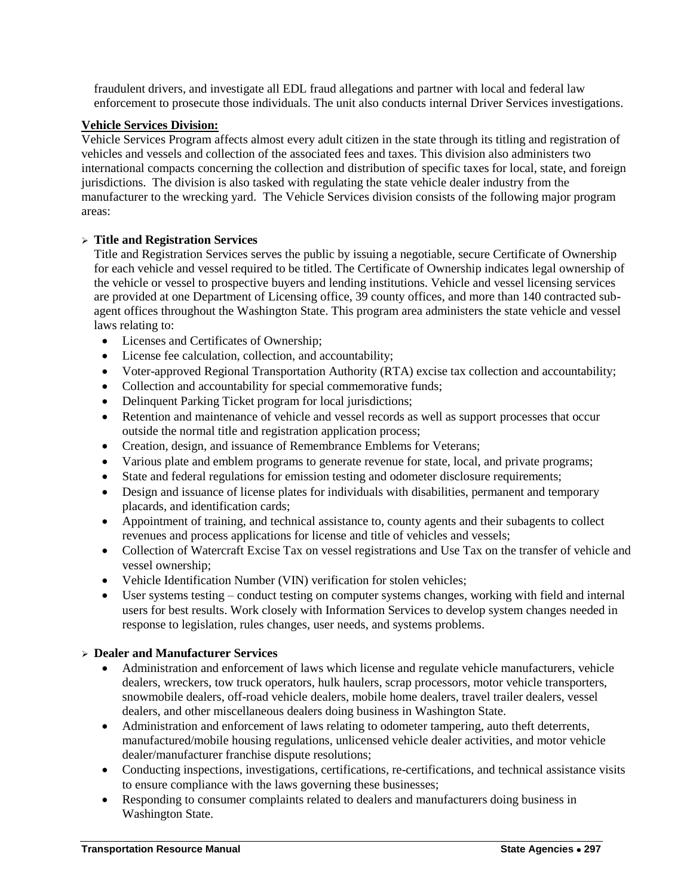fraudulent drivers, and investigate all EDL fraud allegations and partner with local and federal law enforcement to prosecute those individuals. The unit also conducts internal Driver Services investigations.

**Vehicle Services Division:**

Vehicle Services Program affects almost every adult citizen in the state through its titling and registration of vehicles and vessels and collection of the associated fees and taxes. This division also administers two international compacts concerning the collection and distribution of specific taxes for local, state, and foreign jurisdictions. The division is also tasked with regulating the state vehicle dealer industry from the manufacturer to the wrecking yard. The Vehicle Services division consists of the following major program areas:

- **Title and Registration Services**

  Title and Registration Services serves the public by issuing a negotiable, secure Certificate of Ownership for each vehicle and vessel required to be titled. The Certificate of Ownership indicates legal ownership of the vehicle or vessel to prospective buyers and lending institutions. Vehicle and vessel licensing services are provided at one Department of Licensing office, 39 county offices, and more than 140 contracted sub-agent offices throughout the Washington State. This program area administers the state vehicle and vessel laws relating to:
  - Licenses and Certificates of Ownership;
  - License fee calculation, collection, and accountability;
  - Voter-approved Regional Transportation Authority (RTA) excise tax collection and accountability;
  - Collection and accountability for special commemorative funds;
  - Delinquent Parking Ticket program for local jurisdictions;
  - Retention and maintenance of vehicle and vessel records as well as support processes that occur outside the normal title and registration application process;
  - Creation, design, and issuance of Remembrance Emblems for Veterans;
  - Various plate and emblem programs to generate revenue for state, local, and private programs;
  - State and federal regulations for emission testing and odometer disclosure requirements;
  - Design and issuance of license plates for individuals with disabilities, permanent and temporary placards, and identification cards;
  - Appointment of training, and technical assistance to, county agents and their subagents to collect revenues and process applications for license and title of vehicles and vessels;
  - Collection of Watercraft Excise Tax on vessel registrations and Use Tax on the transfer of vehicle and vessel ownership;
  - Vehicle Identification Number (VIN) verification for stolen vehicles;
  - User systems testing – conduct testing on computer systems changes, working with field and internal users for best results. Work closely with Information Services to develop system changes needed in response to legislation, rules changes, user needs, and systems problems.

- **Dealer and Manufacturer Services**
  - Administration and enforcement of laws which license and regulate vehicle manufacturers, vehicle dealers, wreckers, tow truck operators, hulk haulers, scrap processors, motor vehicle transporters, snowmobile dealers, off-road vehicle dealers, mobile home dealers, travel trailer dealers, vessel dealers, and other miscellaneous dealers doing business in Washington State.
  - Administration and enforcement of laws relating to odometer tampering, auto theft deterrents, manufactured/mobile housing regulations, unlicensed vehicle dealer activities, and motor vehicle dealer/manufacturer franchise dispute resolutions;
  - Conducting inspections, investigations, certifications, re-certifications, and technical assistance visits to ensure compliance with the laws governing these businesses;
  - Responding to consumer complaints related to dealers and manufacturers doing business in Washington State.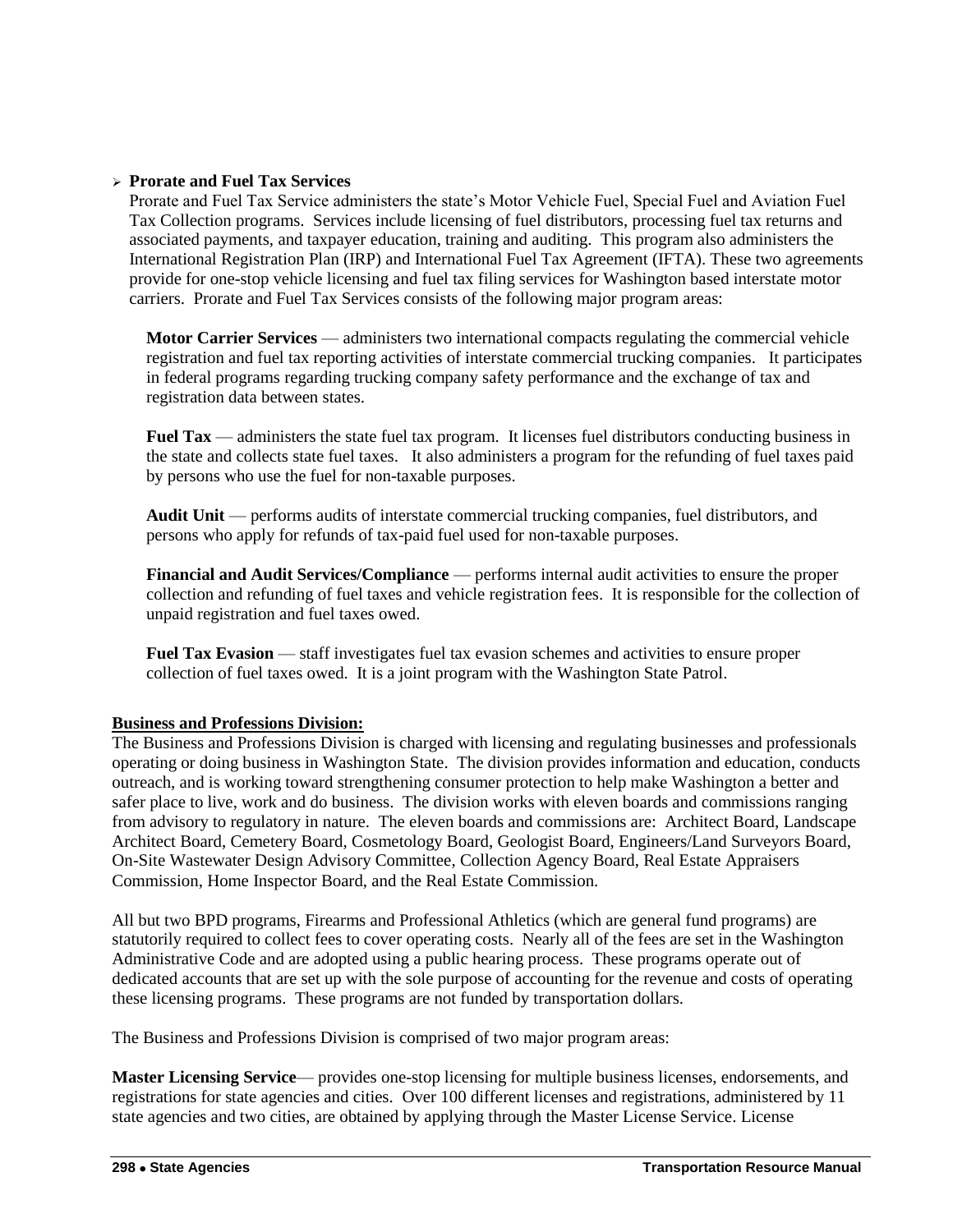- **Prorate and Fuel Tax Services**

  Prorate and Fuel Tax Service administers the state's Motor Vehicle Fuel, Special Fuel and Aviation Fuel Tax Collection programs. Services include licensing of fuel distributors, processing fuel tax returns and associated payments, and taxpayer education, training and auditing. This program also administers the International Registration Plan (IRP) and International Fuel Tax Agreement (IFTA). These two agreements provide for one-stop vehicle licensing and fuel tax filing services for Washington based interstate motor carriers. Prorate and Fuel Tax Services consists of the following major program areas:

  **Motor Carrier Services** — administers two international compacts regulating the commercial vehicle registration and fuel tax reporting activities of interstate commercial trucking companies. It participates in federal programs regarding trucking company safety performance and the exchange of tax and registration data between states.

  **Fuel Tax** — administers the state fuel tax program. It licenses fuel distributors conducting business in the state and collects state fuel taxes. It also administers a program for the refunding of fuel taxes paid by persons who use the fuel for non-taxable purposes.

  **Audit Unit** — performs audits of interstate commercial trucking companies, fuel distributors, and persons who apply for refunds of tax-paid fuel used for non-taxable purposes.

  **Financial and Audit Services/Compliance** — performs internal audit activities to ensure the proper collection and refunding of fuel taxes and vehicle registration fees. It is responsible for the collection of unpaid registration and fuel taxes owed.

  **Fuel Tax Evasion** — staff investigates fuel tax evasion schemes and activities to ensure proper collection of fuel taxes owed. It is a joint program with the Washington State Patrol.

**Business and Professions Division:**

The Business and Professions Division is charged with licensing and regulating businesses and professionals operating or doing business in Washington State. The division provides information and education, conducts outreach, and is working toward strengthening consumer protection to help make Washington a better and safer place to live, work and do business. The division works with eleven boards and commissions ranging from advisory to regulatory in nature. The eleven boards and commissions are: Architect Board, Landscape Architect Board, Cemetery Board, Cosmetology Board, Geologist Board, Engineers/Land Surveyors Board, On-Site Wastewater Design Advisory Committee, Collection Agency Board, Real Estate Appraisers Commission, Home Inspector Board, and the Real Estate Commission.

All but two BPD programs, Firearms and Professional Athletics (which are general fund programs) are statutorily required to collect fees to cover operating costs. Nearly all of the fees are set in the Washington Administrative Code and are adopted using a public hearing process. These programs operate out of dedicated accounts that are set up with the sole purpose of accounting for the revenue and costs of operating these licensing programs. These programs are not funded by transportation dollars.

The Business and Professions Division is comprised of two major program areas:

**Master Licensing Service**— provides one-stop licensing for multiple business licenses, endorsements, and registrations for state agencies and cities. Over 100 different licenses and registrations, administered by 11 state agencies and two cities, are obtained by applying through the Master License Service. License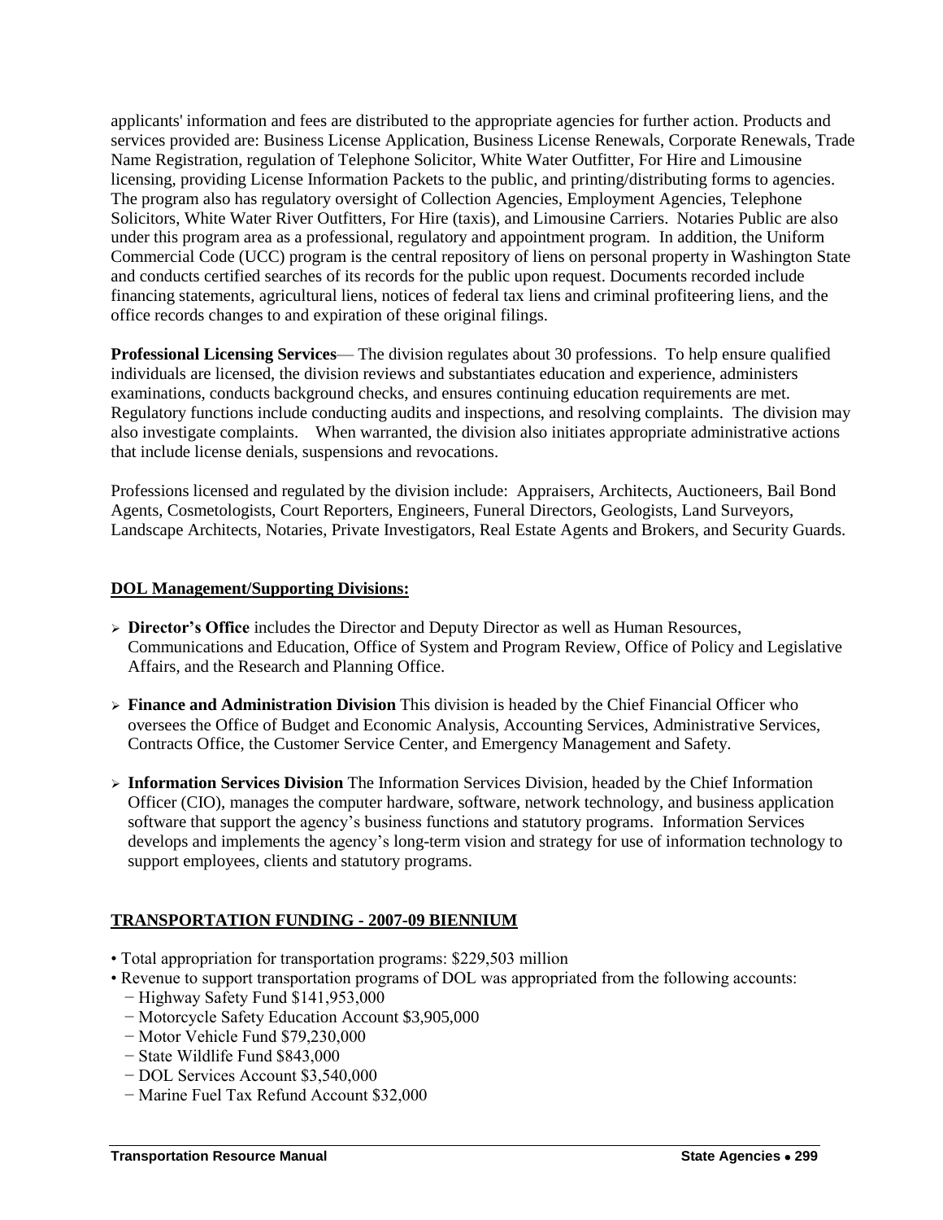applicants' information and fees are distributed to the appropriate agencies for further action. Products and services provided are: Business License Application, Business License Renewals, Corporate Renewals, Trade Name Registration, regulation of Telephone Solicitor, White Water Outfitter, For Hire and Limousine licensing, providing License Information Packets to the public, and printing/distributing forms to agencies. The program also has regulatory oversight of Collection Agencies, Employment Agencies, Telephone Solicitors, White Water River Outfitters, For Hire (taxis), and Limousine Carriers. Notaries Public are also under this program area as a professional, regulatory and appointment program. In addition, the Uniform Commercial Code (UCC) program is the central repository of liens on personal property in Washington State and conducts certified searches of its records for the public upon request. Documents recorded include financing statements, agricultural liens, notices of federal tax liens and criminal profiteering liens, and the office records changes to and expiration of these original filings.

**Professional Licensing Services**— The division regulates about 30 professions. To help ensure qualified individuals are licensed, the division reviews and substantiates education and experience, administers examinations, conducts background checks, and ensures continuing education requirements are met. Regulatory functions include conducting audits and inspections, and resolving complaints. The division may also investigate complaints. When warranted, the division also initiates appropriate administrative actions that include license denials, suspensions and revocations.

Professions licensed and regulated by the division include: Appraisers, Architects, Auctioneers, Bail Bond Agents, Cosmetologists, Court Reporters, Engineers, Funeral Directors, Geologists, Land Surveyors, Landscape Architects, Notaries, Private Investigators, Real Estate Agents and Brokers, and Security Guards.

## DOL Management/Supporting Divisions:

- **Director's Office** includes the Director and Deputy Director as well as Human Resources, Communications and Education, Office of System and Program Review, Office of Policy and Legislative Affairs, and the Research and Planning Office.
- **Finance and Administration Division** This division is headed by the Chief Financial Officer who oversees the Office of Budget and Economic Analysis, Accounting Services, Administrative Services, Contracts Office, the Customer Service Center, and Emergency Management and Safety.
- **Information Services Division** The Information Services Division, headed by the Chief Information Officer (CIO), manages the computer hardware, software, network technology, and business application software that support the agency's business functions and statutory programs. Information Services develops and implements the agency's long-term vision and strategy for use of information technology to support employees, clients and statutory programs.

## TRANSPORTATION FUNDING - 2007-09 BIENNIUM

- Total appropriation for transportation programs: $229,503 million
- Revenue to support transportation programs of DOL was appropriated from the following accounts:
  - Highway Safety Fund $141,953,000
  - Motorcycle Safety Education Account $3,905,000
  - Motor Vehicle Fund $79,230,000
  - State Wildlife Fund $843,000
  - DOL Services Account $3,540,000
  - Marine Fuel Tax Refund Account $32,000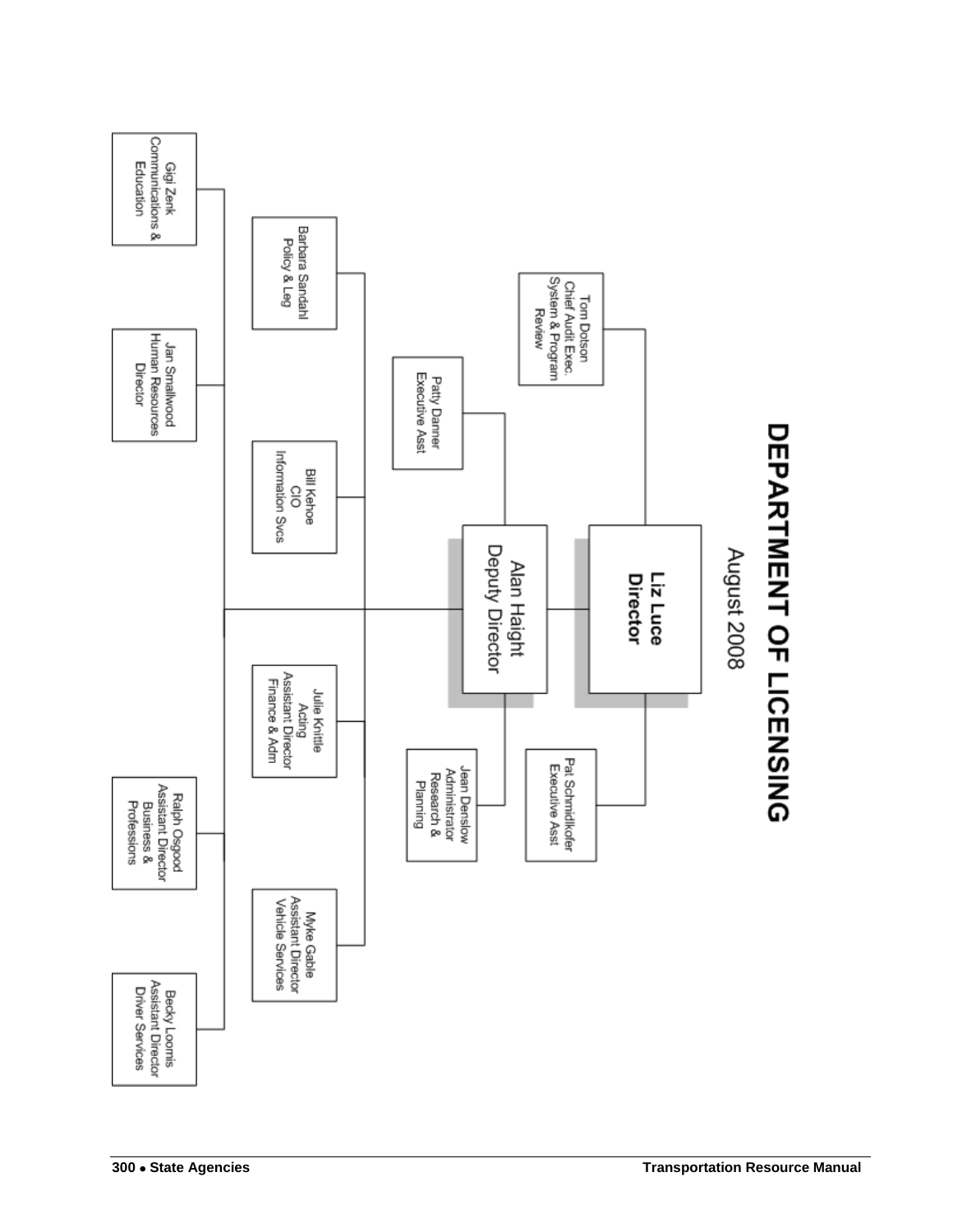# DEPARTMENT OF LICENSING

August 2008

**Liz Luce**
**Director**

- Tom Dotson, Chief Audit Exec. System & Program Review
- Pat Schmidlkofer, Executive Asst

**Alan Haight**
**Deputy Director**

- Patty Danner, Executive Asst
- Jean Denslow, Administrator Research & Planning
- Barbara Sandahl, Policy & Leg
- Bill Kehoe, CIO Information Svcs
- Julie Knittle, Acting Assistant Director Finance & Adm
- Myke Gable, Assistant Director Vehicle Services
- Gigi Zenk, Communications & Education
- Jan Smallwood, Human Resources Director
- Ralph Osgood, Assistant Director Business & Professions
- Becky Loomis, Assistant Director Driver Services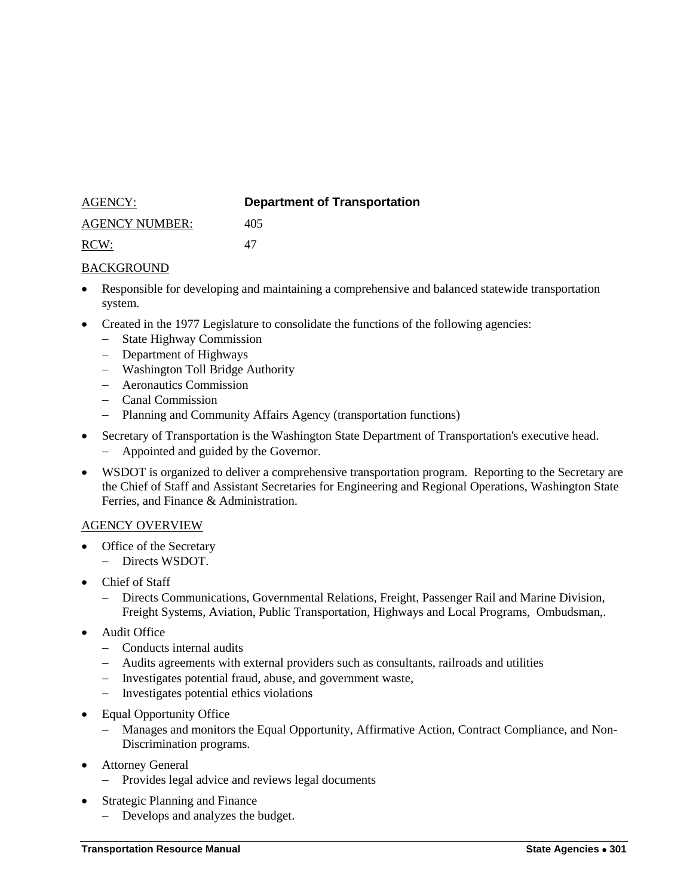AGENCY: **Department of Transportation**

AGENCY NUMBER: 405

RCW: 47

BACKGROUND

- Responsible for developing and maintaining a comprehensive and balanced statewide transportation system.
- Created in the 1977 Legislature to consolidate the functions of the following agencies:
  - State Highway Commission
  - Department of Highways
  - Washington Toll Bridge Authority
  - Aeronautics Commission
  - Canal Commission
  - Planning and Community Affairs Agency (transportation functions)
- Secretary of Transportation is the Washington State Department of Transportation's executive head.
  - Appointed and guided by the Governor.
- WSDOT is organized to deliver a comprehensive transportation program. Reporting to the Secretary are the Chief of Staff and Assistant Secretaries for Engineering and Regional Operations, Washington State Ferries, and Finance & Administration.

AGENCY OVERVIEW

- Office of the Secretary
  - Directs WSDOT.
- Chief of Staff
  - Directs Communications, Governmental Relations, Freight, Passenger Rail and Marine Division, Freight Systems, Aviation, Public Transportation, Highways and Local Programs, Ombudsman,.
- Audit Office
  - Conducts internal audits
  - Audits agreements with external providers such as consultants, railroads and utilities
  - Investigates potential fraud, abuse, and government waste,
  - Investigates potential ethics violations
- Equal Opportunity Office
  - Manages and monitors the Equal Opportunity, Affirmative Action, Contract Compliance, and Non-Discrimination programs.
- Attorney General
  - Provides legal advice and reviews legal documents
- Strategic Planning and Finance
  - Develops and analyzes the budget.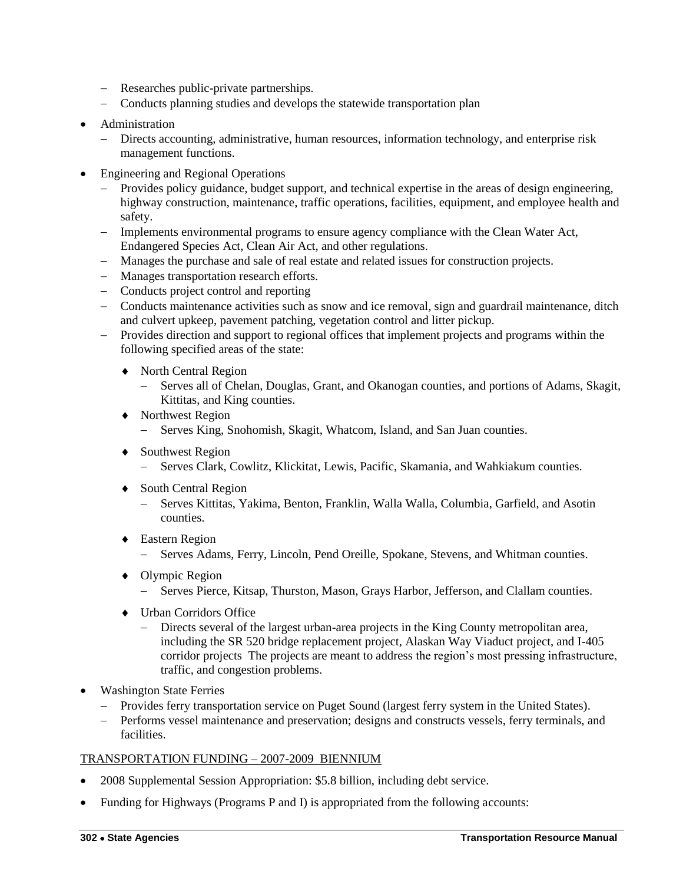- Researches public-private partnerships.
- Conducts planning studies and develops the statewide transportation plan

- Administration
  - Directs accounting, administrative, human resources, information technology, and enterprise risk management functions.

- Engineering and Regional Operations
  - Provides policy guidance, budget support, and technical expertise in the areas of design engineering, highway construction, maintenance, traffic operations, facilities, equipment, and employee health and safety.
  - Implements environmental programs to ensure agency compliance with the Clean Water Act, Endangered Species Act, Clean Air Act, and other regulations.
  - Manages the purchase and sale of real estate and related issues for construction projects.
  - Manages transportation research efforts.
  - Conducts project control and reporting
  - Conducts maintenance activities such as snow and ice removal, sign and guardrail maintenance, ditch and culvert upkeep, pavement patching, vegetation control and litter pickup.
  - Provides direction and support to regional offices that implement projects and programs within the following specified areas of the state:
    - North Central Region
      - Serves all of Chelan, Douglas, Grant, and Okanogan counties, and portions of Adams, Skagit, Kittitas, and King counties.
    - Northwest Region
      - Serves King, Snohomish, Skagit, Whatcom, Island, and San Juan counties.
    - Southwest Region
      - Serves Clark, Cowlitz, Klickitat, Lewis, Pacific, Skamania, and Wahkiakum counties.
    - South Central Region
      - Serves Kittitas, Yakima, Benton, Franklin, Walla Walla, Columbia, Garfield, and Asotin counties.
    - Eastern Region
      - Serves Adams, Ferry, Lincoln, Pend Oreille, Spokane, Stevens, and Whitman counties.
    - Olympic Region
      - Serves Pierce, Kitsap, Thurston, Mason, Grays Harbor, Jefferson, and Clallam counties.
    - Urban Corridors Office
      - Directs several of the largest urban-area projects in the King County metropolitan area, including the SR 520 bridge replacement project, Alaskan Way Viaduct project, and I-405 corridor projects The projects are meant to address the region's most pressing infrastructure, traffic, and congestion problems.

- Washington State Ferries
  - Provides ferry transportation service on Puget Sound (largest ferry system in the United States).
  - Performs vessel maintenance and preservation; designs and constructs vessels, ferry terminals, and facilities.

<u>TRANSPORTATION FUNDING – 2007-2009 BIENNIUM</u>

- 2008 Supplemental Session Appropriation: $5.8 billion, including debt service.
- Funding for Highways (Programs P and I) is appropriated from the following accounts: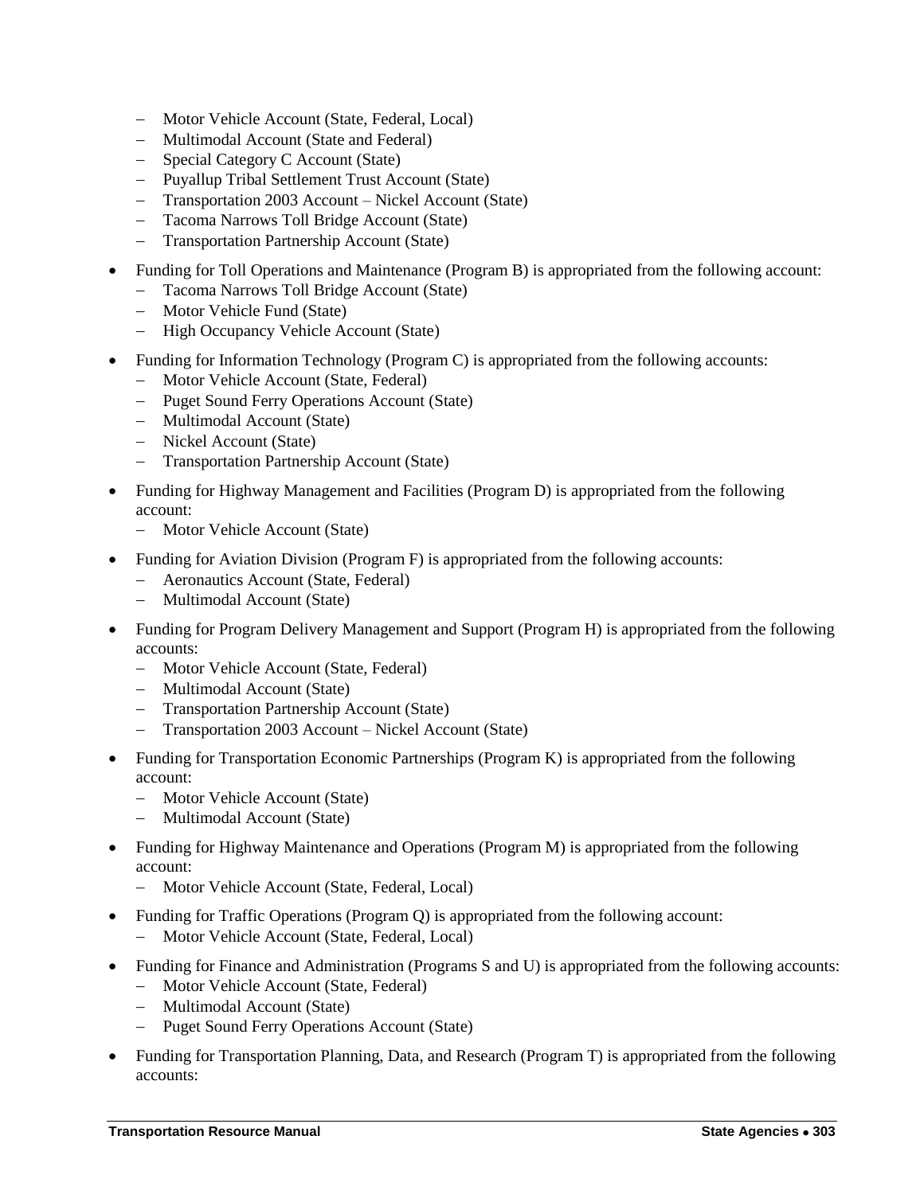- Motor Vehicle Account (State, Federal, Local)
  - Multimodal Account (State and Federal)
  - Special Category C Account (State)
  - Puyallup Tribal Settlement Trust Account (State)
  - Transportation 2003 Account – Nickel Account (State)
  - Tacoma Narrows Toll Bridge Account (State)
  - Transportation Partnership Account (State)

- Funding for Toll Operations and Maintenance (Program B) is appropriated from the following account:
  - Tacoma Narrows Toll Bridge Account (State)
  - Motor Vehicle Fund (State)
  - High Occupancy Vehicle Account (State)

- Funding for Information Technology (Program C) is appropriated from the following accounts:
  - Motor Vehicle Account (State, Federal)
  - Puget Sound Ferry Operations Account (State)
  - Multimodal Account (State)
  - Nickel Account (State)
  - Transportation Partnership Account (State)

- Funding for Highway Management and Facilities (Program D) is appropriated from the following account:
  - Motor Vehicle Account (State)

- Funding for Aviation Division (Program F) is appropriated from the following accounts:
  - Aeronautics Account (State, Federal)
  - Multimodal Account (State)

- Funding for Program Delivery Management and Support (Program H) is appropriated from the following accounts:
  - Motor Vehicle Account (State, Federal)
  - Multimodal Account (State)
  - Transportation Partnership Account (State)
  - Transportation 2003 Account – Nickel Account (State)

- Funding for Transportation Economic Partnerships (Program K) is appropriated from the following account:
  - Motor Vehicle Account (State)
  - Multimodal Account (State)

- Funding for Highway Maintenance and Operations (Program M) is appropriated from the following account:
  - Motor Vehicle Account (State, Federal, Local)

- Funding for Traffic Operations (Program Q) is appropriated from the following account:
  - Motor Vehicle Account (State, Federal, Local)

- Funding for Finance and Administration (Programs S and U) is appropriated from the following accounts:
  - Motor Vehicle Account (State, Federal)
  - Multimodal Account (State)
  - Puget Sound Ferry Operations Account (State)

- Funding for Transportation Planning, Data, and Research (Program T) is appropriated from the following accounts: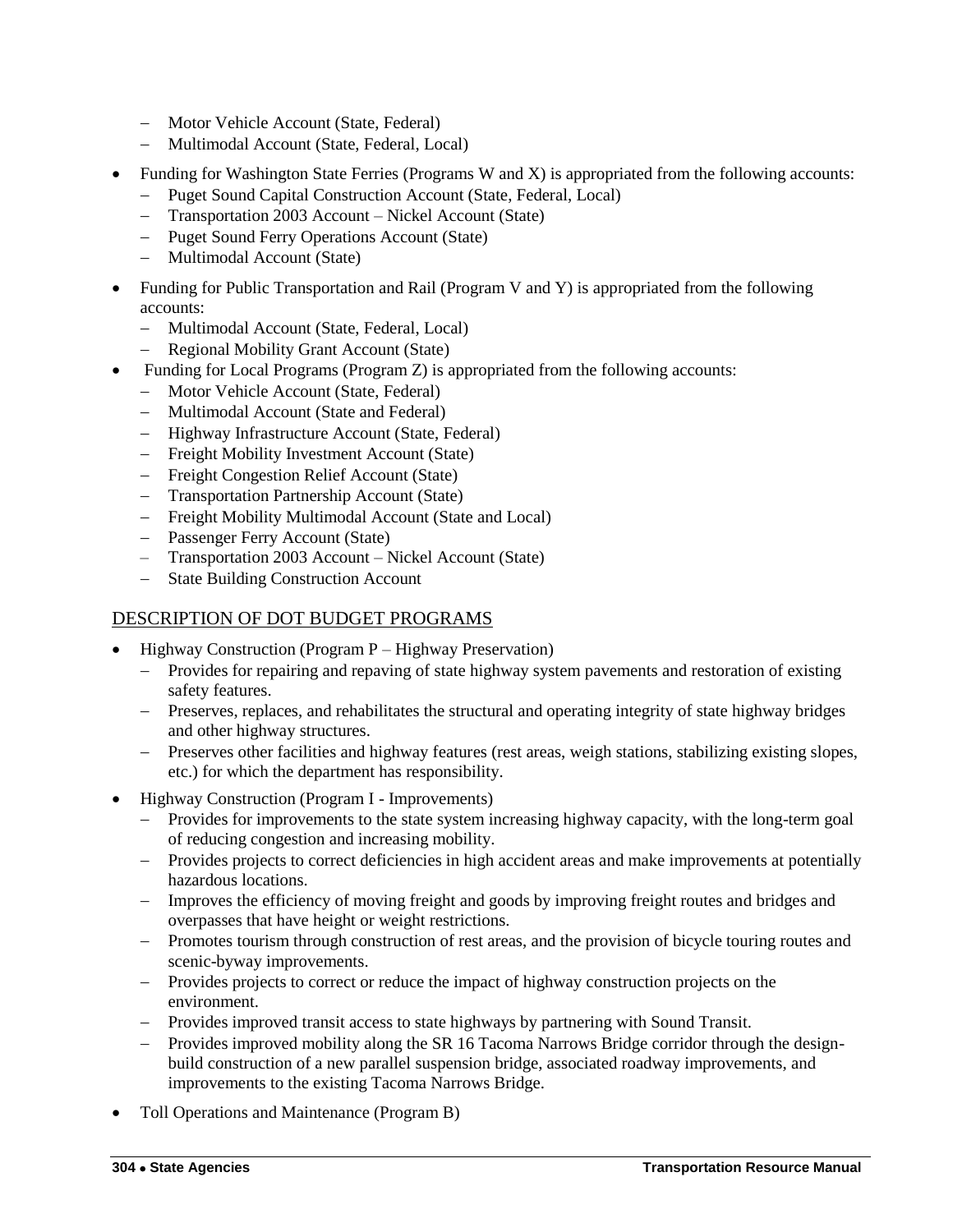- Motor Vehicle Account (State, Federal)
  - Multimodal Account (State, Federal, Local)

- Funding for Washington State Ferries (Programs W and X) is appropriated from the following accounts:
  - Puget Sound Capital Construction Account (State, Federal, Local)
  - Transportation 2003 Account – Nickel Account (State)
  - Puget Sound Ferry Operations Account (State)
  - Multimodal Account (State)

- Funding for Public Transportation and Rail (Program V and Y) is appropriated from the following accounts:
  - Multimodal Account (State, Federal, Local)
  - Regional Mobility Grant Account (State)
- Funding for Local Programs (Program Z) is appropriated from the following accounts:
  - Motor Vehicle Account (State, Federal)
  - Multimodal Account (State and Federal)
  - Highway Infrastructure Account (State, Federal)
  - Freight Mobility Investment Account (State)
  - Freight Congestion Relief Account (State)
  - Transportation Partnership Account (State)
  - Freight Mobility Multimodal Account (State and Local)
  - Passenger Ferry Account (State)
  - Transportation 2003 Account – Nickel Account (State)
  - State Building Construction Account

## DESCRIPTION OF DOT BUDGET PROGRAMS

- Highway Construction (Program P – Highway Preservation)
  - Provides for repairing and repaving of state highway system pavements and restoration of existing safety features.
  - Preserves, replaces, and rehabilitates the structural and operating integrity of state highway bridges and other highway structures.
  - Preserves other facilities and highway features (rest areas, weigh stations, stabilizing existing slopes, etc.) for which the department has responsibility.
- Highway Construction (Program I - Improvements)
  - Provides for improvements to the state system increasing highway capacity, with the long-term goal of reducing congestion and increasing mobility.
  - Provides projects to correct deficiencies in high accident areas and make improvements at potentially hazardous locations.
  - Improves the efficiency of moving freight and goods by improving freight routes and bridges and overpasses that have height or weight restrictions.
  - Promotes tourism through construction of rest areas, and the provision of bicycle touring routes and scenic-byway improvements.
  - Provides projects to correct or reduce the impact of highway construction projects on the environment.
  - Provides improved transit access to state highways by partnering with Sound Transit.
  - Provides improved mobility along the SR 16 Tacoma Narrows Bridge corridor through the design-build construction of a new parallel suspension bridge, associated roadway improvements, and improvements to the existing Tacoma Narrows Bridge.
- Toll Operations and Maintenance (Program B)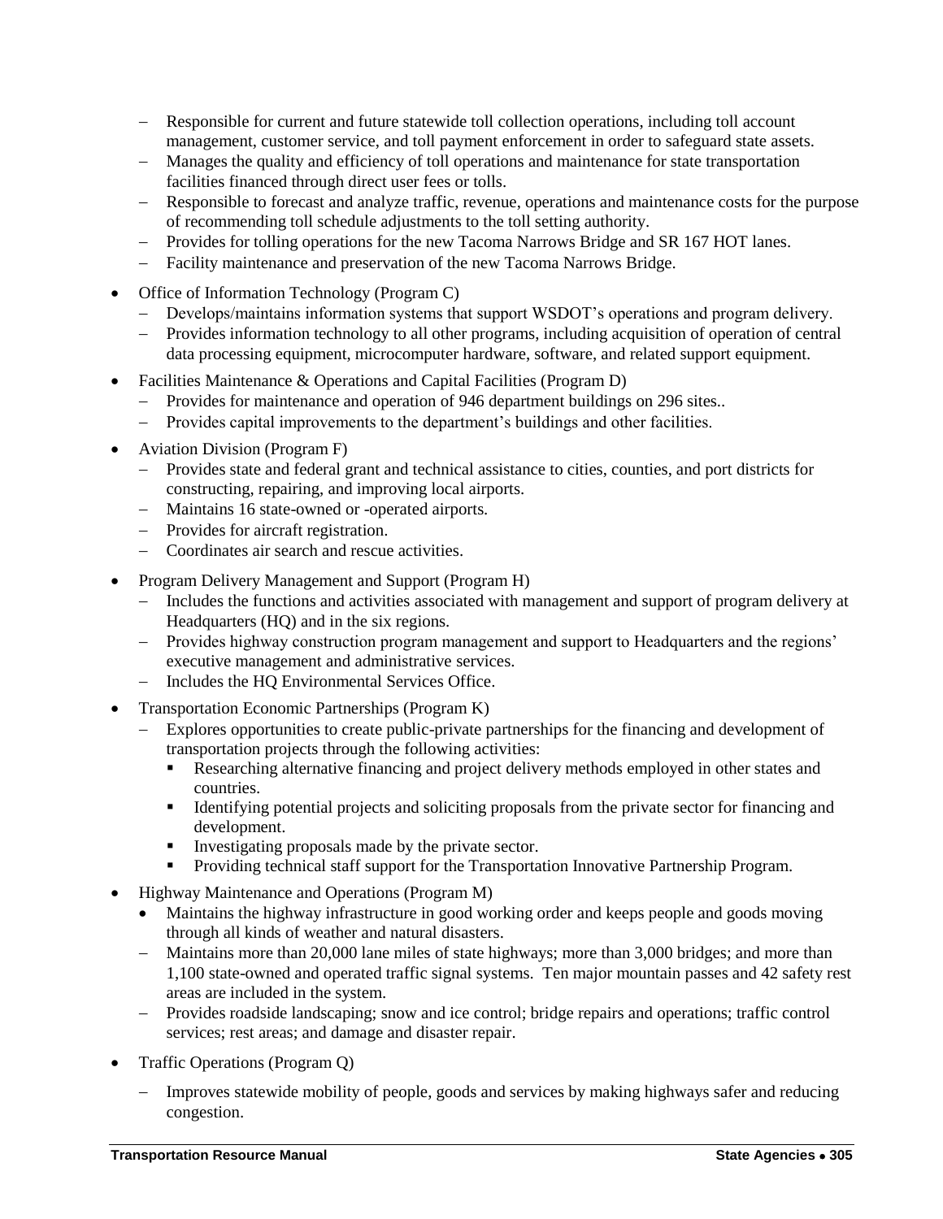- Responsible for current and future statewide toll collection operations, including toll account management, customer service, and toll payment enforcement in order to safeguard state assets.
  - Manages the quality and efficiency of toll operations and maintenance for state transportation facilities financed through direct user fees or tolls.
  - Responsible to forecast and analyze traffic, revenue, operations and maintenance costs for the purpose of recommending toll schedule adjustments to the toll setting authority.
  - Provides for tolling operations for the new Tacoma Narrows Bridge and SR 167 HOT lanes.
  - Facility maintenance and preservation of the new Tacoma Narrows Bridge.

- Office of Information Technology (Program C)
  - Develops/maintains information systems that support WSDOT's operations and program delivery.
  - Provides information technology to all other programs, including acquisition of operation of central data processing equipment, microcomputer hardware, software, and related support equipment.
- Facilities Maintenance & Operations and Capital Facilities (Program D)
  - Provides for maintenance and operation of 946 department buildings on 296 sites..
  - Provides capital improvements to the department's buildings and other facilities.
- Aviation Division (Program F)
  - Provides state and federal grant and technical assistance to cities, counties, and port districts for constructing, repairing, and improving local airports.
  - Maintains 16 state-owned or -operated airports.
  - Provides for aircraft registration.
  - Coordinates air search and rescue activities.
- Program Delivery Management and Support (Program H)
  - Includes the functions and activities associated with management and support of program delivery at Headquarters (HQ) and in the six regions.
  - Provides highway construction program management and support to Headquarters and the regions' executive management and administrative services.
  - Includes the HQ Environmental Services Office.
- Transportation Economic Partnerships (Program K)
  - Explores opportunities to create public-private partnerships for the financing and development of transportation projects through the following activities:
    - Researching alternative financing and project delivery methods employed in other states and countries.
    - Identifying potential projects and soliciting proposals from the private sector for financing and development.
    - Investigating proposals made by the private sector.
    - Providing technical staff support for the Transportation Innovative Partnership Program.
- Highway Maintenance and Operations (Program M)
  - Maintains the highway infrastructure in good working order and keeps people and goods moving through all kinds of weather and natural disasters.
  - Maintains more than 20,000 lane miles of state highways; more than 3,000 bridges; and more than 1,100 state-owned and operated traffic signal systems. Ten major mountain passes and 42 safety rest areas are included in the system.
  - Provides roadside landscaping; snow and ice control; bridge repairs and operations; traffic control services; rest areas; and damage and disaster repair.
- Traffic Operations (Program Q)
  - Improves statewide mobility of people, goods and services by making highways safer and reducing congestion.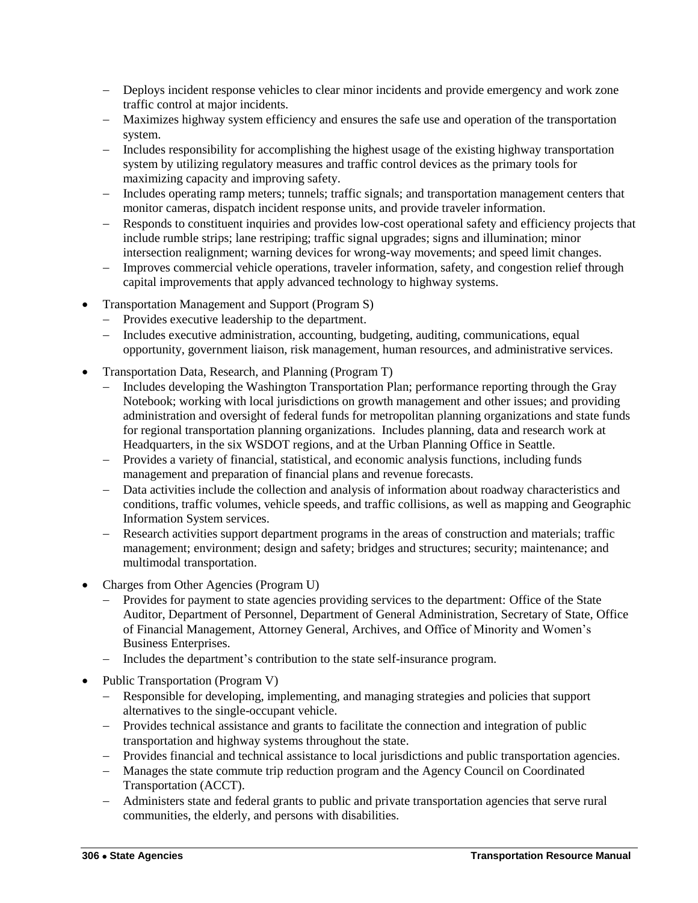- Deploys incident response vehicles to clear minor incidents and provide emergency and work zone traffic control at major incidents.
  - Maximizes highway system efficiency and ensures the safe use and operation of the transportation system.
  - Includes responsibility for accomplishing the highest usage of the existing highway transportation system by utilizing regulatory measures and traffic control devices as the primary tools for maximizing capacity and improving safety.
  - Includes operating ramp meters; tunnels; traffic signals; and transportation management centers that monitor cameras, dispatch incident response units, and provide traveler information.
  - Responds to constituent inquiries and provides low-cost operational safety and efficiency projects that include rumble strips; lane restriping; traffic signal upgrades; signs and illumination; minor intersection realignment; warning devices for wrong-way movements; and speed limit changes.
  - Improves commercial vehicle operations, traveler information, safety, and congestion relief through capital improvements that apply advanced technology to highway systems.

- Transportation Management and Support (Program S)
  - Provides executive leadership to the department.
  - Includes executive administration, accounting, budgeting, auditing, communications, equal opportunity, government liaison, risk management, human resources, and administrative services.

- Transportation Data, Research, and Planning (Program T)
  - Includes developing the Washington Transportation Plan; performance reporting through the Gray Notebook; working with local jurisdictions on growth management and other issues; and providing administration and oversight of federal funds for metropolitan planning organizations and state funds for regional transportation planning organizations. Includes planning, data and research work at Headquarters, in the six WSDOT regions, and at the Urban Planning Office in Seattle.
  - Provides a variety of financial, statistical, and economic analysis functions, including funds management and preparation of financial plans and revenue forecasts.
  - Data activities include the collection and analysis of information about roadway characteristics and conditions, traffic volumes, vehicle speeds, and traffic collisions, as well as mapping and Geographic Information System services.
  - Research activities support department programs in the areas of construction and materials; traffic management; environment; design and safety; bridges and structures; security; maintenance; and multimodal transportation.

- Charges from Other Agencies (Program U)
  - Provides for payment to state agencies providing services to the department: Office of the State Auditor, Department of Personnel, Department of General Administration, Secretary of State, Office of Financial Management, Attorney General, Archives, and Office of Minority and Women's Business Enterprises.
  - Includes the department's contribution to the state self-insurance program.

- Public Transportation (Program V)
  - Responsible for developing, implementing, and managing strategies and policies that support alternatives to the single-occupant vehicle.
  - Provides technical assistance and grants to facilitate the connection and integration of public transportation and highway systems throughout the state.
  - Provides financial and technical assistance to local jurisdictions and public transportation agencies.
  - Manages the state commute trip reduction program and the Agency Council on Coordinated Transportation (ACCT).
  - Administers state and federal grants to public and private transportation agencies that serve rural communities, the elderly, and persons with disabilities.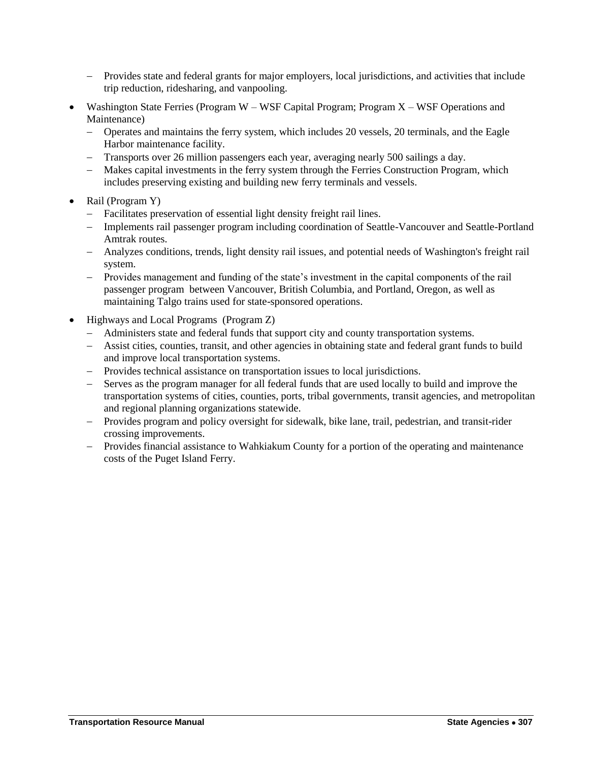- Provides state and federal grants for major employers, local jurisdictions, and activities that include trip reduction, ridesharing, and vanpooling.

- Washington State Ferries (Program W – WSF Capital Program; Program X – WSF Operations and Maintenance)
  - Operates and maintains the ferry system, which includes 20 vessels, 20 terminals, and the Eagle Harbor maintenance facility.
  - Transports over 26 million passengers each year, averaging nearly 500 sailings a day.
  - Makes capital investments in the ferry system through the Ferries Construction Program, which includes preserving existing and building new ferry terminals and vessels.

- Rail (Program Y)
  - Facilitates preservation of essential light density freight rail lines.
  - Implements rail passenger program including coordination of Seattle-Vancouver and Seattle-Portland Amtrak routes.
  - Analyzes conditions, trends, light density rail issues, and potential needs of Washington's freight rail system.
  - Provides management and funding of the state's investment in the capital components of the rail passenger program between Vancouver, British Columbia, and Portland, Oregon, as well as maintaining Talgo trains used for state-sponsored operations.

- Highways and Local Programs (Program Z)
  - Administers state and federal funds that support city and county transportation systems.
  - Assist cities, counties, transit, and other agencies in obtaining state and federal grant funds to build and improve local transportation systems.
  - Provides technical assistance on transportation issues to local jurisdictions.
  - Serves as the program manager for all federal funds that are used locally to build and improve the transportation systems of cities, counties, ports, tribal governments, transit agencies, and metropolitan and regional planning organizations statewide.
  - Provides program and policy oversight for sidewalk, bike lane, trail, pedestrian, and transit-rider crossing improvements.
  - Provides financial assistance to Wahkiakum County for a portion of the operating and maintenance costs of the Puget Island Ferry.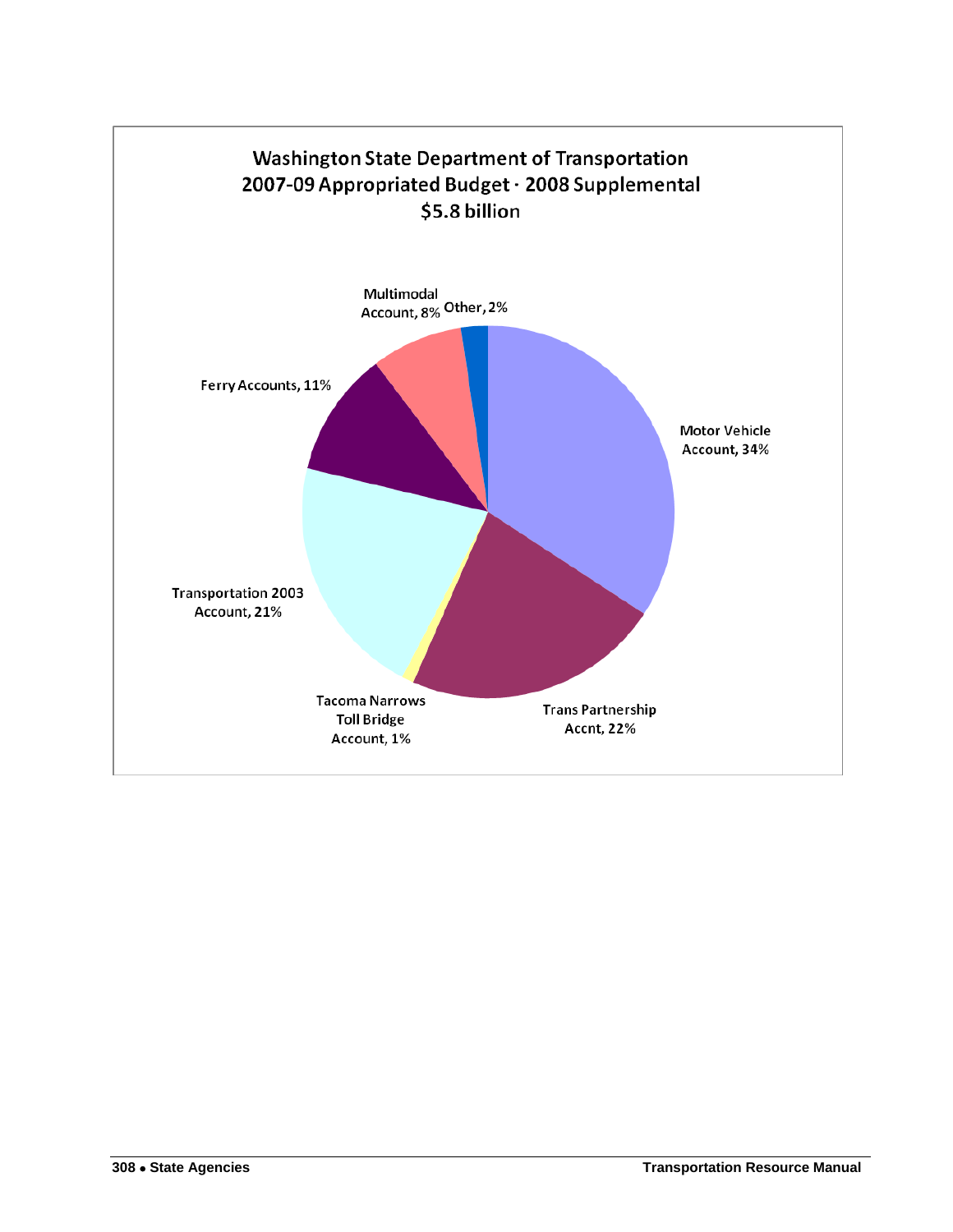**Washington State Department of Transportation**
**2007-09 Appropriated Budget - 2008 Supplemental**
**$5.8 billion**

| Account | Share |
|---|---|
| Motor Vehicle Account | 34% |
| Trans Partnership Accnt | 22% |
| Tacoma Narrows Toll Bridge Account | 1% |
| Transportation 2003 Account | 21% |
| Ferry Accounts | 11% |
| Multimodal Account | 8% |
| Other | 2% |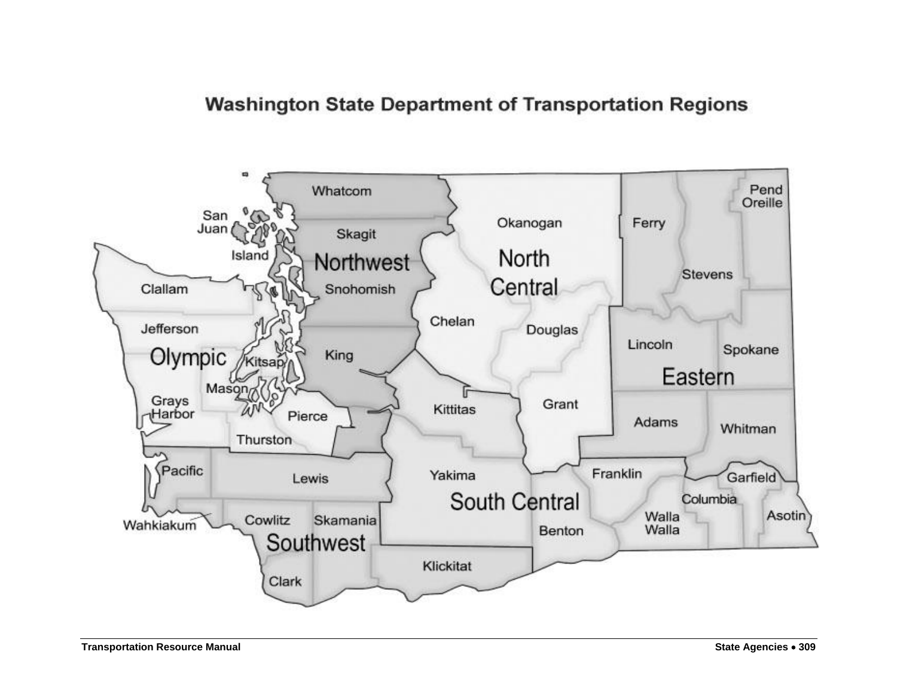# Washington State Department of Transportation Regions

| Region | Counties |
| --- | --- |
| Northwest | Whatcom, San Juan, Island, Skagit, Snohomish, King |
| North Central | Okanogan, Chelan, Douglas, Grant |
| Eastern | Ferry, Stevens, Pend Oreille, Lincoln, Spokane, Adams, Whitman |
| Olympic | Clallam, Jefferson, Kitsap, Mason, Grays Harbor, Pierce, Thurston |
| South Central | Kittitas, Yakima, Benton, Franklin, Walla Walla, Columbia, Garfield, Asotin |
| Southwest | Pacific, Lewis, Wahkiakum, Cowlitz, Skamania, Clark, Klickitat |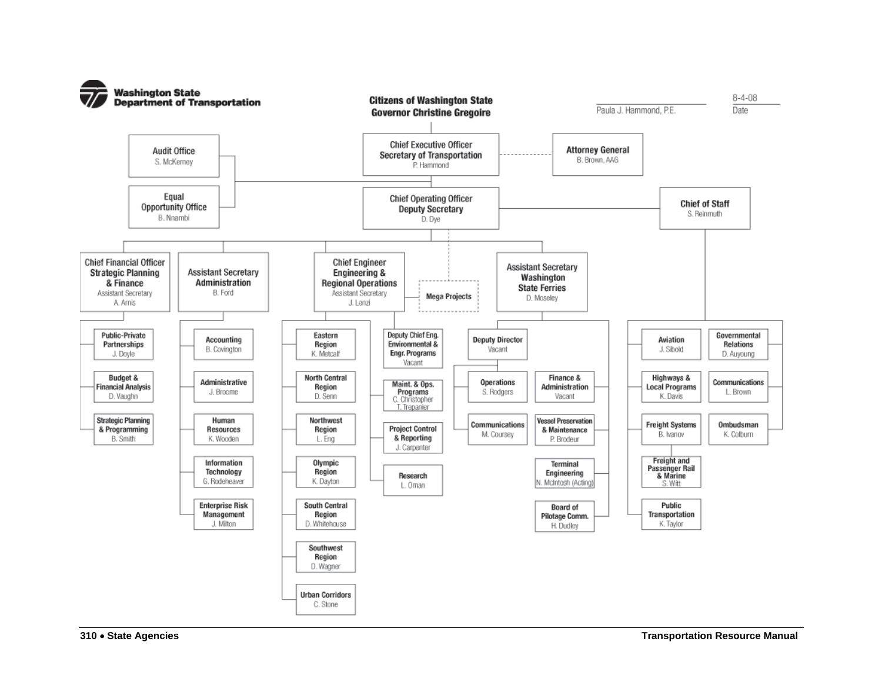**Washington State Department of Transportation**

**Citizens of Washington State**
**Governor Christine Gregoire**

Paula J. Hammond, P.E. 8-4-08
Date

- **Chief Executive Officer, Secretary of Transportation** — P. Hammond
  - Attorney General — B. Brown, AAG
  - Audit Office — S. McKerney
  - Equal Opportunity Office — B. Nnambi
  - **Chief Operating Officer, Deputy Secretary** — D. Dye
    - **Chief of Staff** — S. Reinmuth
      - Aviation — J. Sibold
      - Highways & Local Programs — K. Davis
      - Freight Systems — B. Ivanov
        - Freight and Passenger Rail & Marine — S. Witt
      - Public Transportation — K. Taylor
      - Governmental Relations — D. Auyoung
      - Communications — L. Brown
      - Ombudsman — K. Colburn
    - Mega Projects
    - **Chief Financial Officer, Strategic Planning & Finance** — Assistant Secretary A. Arnis
      - Public-Private Partnerships — J. Doyle
      - Budget & Financial Analysis — D. Vaughn
      - Strategic Planning & Programming — B. Smith
    - **Assistant Secretary Administration** — B. Ford
      - Accounting — B. Covington
      - Administrative — J. Broome
      - Human Resources — K. Wooden
      - Information Technology — G. Rodeheaver
      - Enterprise Risk Management — J. Milton
    - **Chief Engineer, Engineering & Regional Operations** — Assistant Secretary J. Lenzi
      - Eastern Region — K. Metcalf
      - North Central Region — D. Senn
      - Northwest Region — L. Eng
      - Olympic Region — K. Dayton
      - South Central Region — D. Whitehouse
      - Southwest Region — D. Wagner
      - Urban Corridors — C. Stone
      - Deputy Chief Eng. Environmental & Engr. Programs — Vacant
      - Maint. & Ops. Programs — C. Christopher, T. Trepanier
      - Project Control & Reporting — J. Carpenter
      - Research — L. Oman
    - **Assistant Secretary Washington State Ferries** — D. Moseley
      - Deputy Director — Vacant
        - Operations — S. Rodgers
        - Communications — M. Coursey
      - Finance & Administration — Vacant
      - Vessel Preservation & Maintenance — P. Brodeur
      - Terminal Engineering — N. McIntosh (Acting)
      - Board of Pilotage Comm. — H. Dudley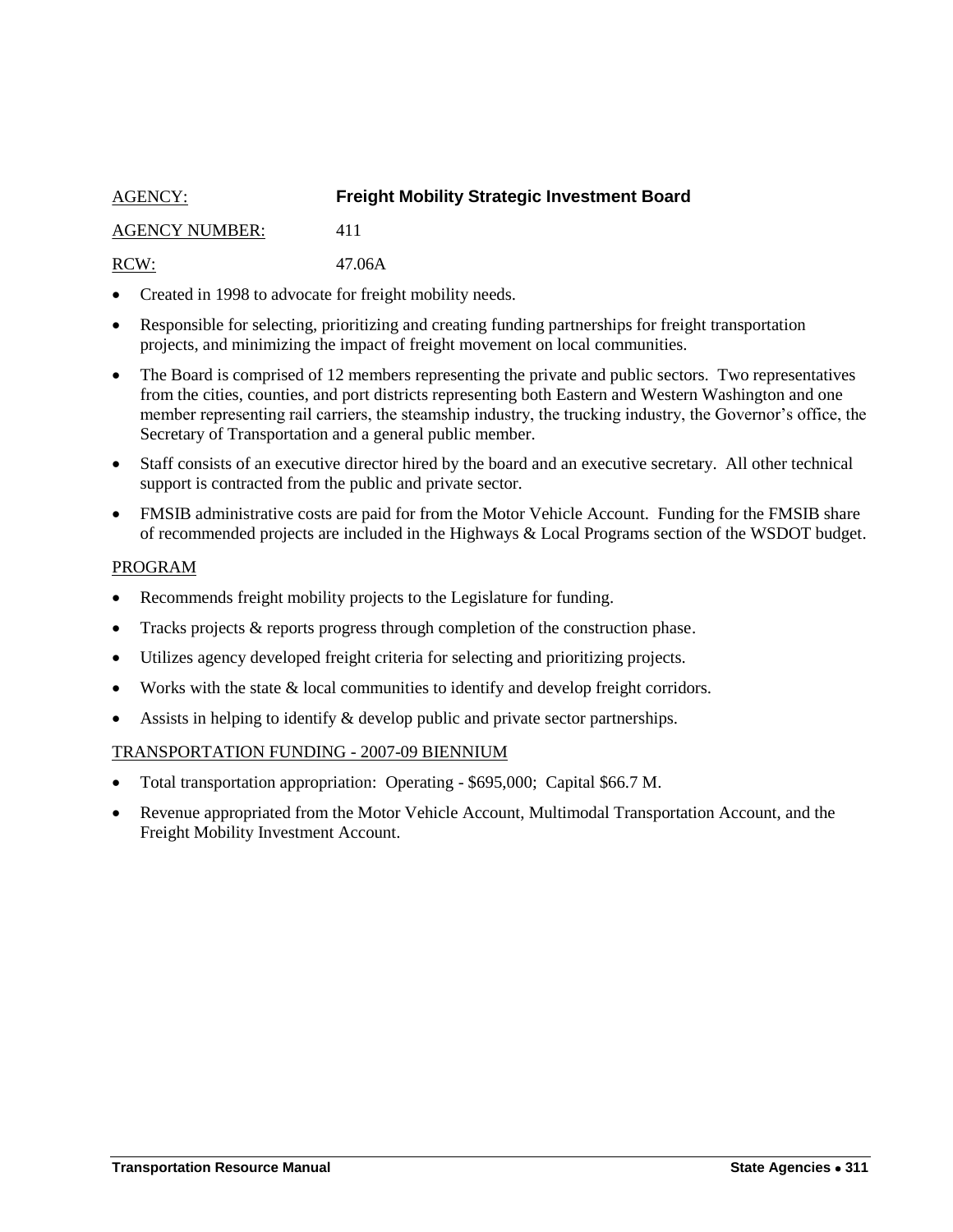AGENCY: **Freight Mobility Strategic Investment Board**

AGENCY NUMBER: 411

RCW: 47.06A

- Created in 1998 to advocate for freight mobility needs.
- Responsible for selecting, prioritizing and creating funding partnerships for freight transportation projects, and minimizing the impact of freight movement on local communities.
- The Board is comprised of 12 members representing the private and public sectors. Two representatives from the cities, counties, and port districts representing both Eastern and Western Washington and one member representing rail carriers, the steamship industry, the trucking industry, the Governor's office, the Secretary of Transportation and a general public member.
- Staff consists of an executive director hired by the board and an executive secretary. All other technical support is contracted from the public and private sector.
- FMSIB administrative costs are paid for from the Motor Vehicle Account. Funding for the FMSIB share of recommended projects are included in the Highways & Local Programs section of the WSDOT budget.

PROGRAM

- Recommends freight mobility projects to the Legislature for funding.
- Tracks projects & reports progress through completion of the construction phase.
- Utilizes agency developed freight criteria for selecting and prioritizing projects.
- Works with the state & local communities to identify and develop freight corridors.
- Assists in helping to identify & develop public and private sector partnerships.

TRANSPORTATION FUNDING - 2007-09 BIENNIUM

- Total transportation appropriation: Operating - $695,000; Capital $66.7 M.
- Revenue appropriated from the Motor Vehicle Account, Multimodal Transportation Account, and the Freight Mobility Investment Account.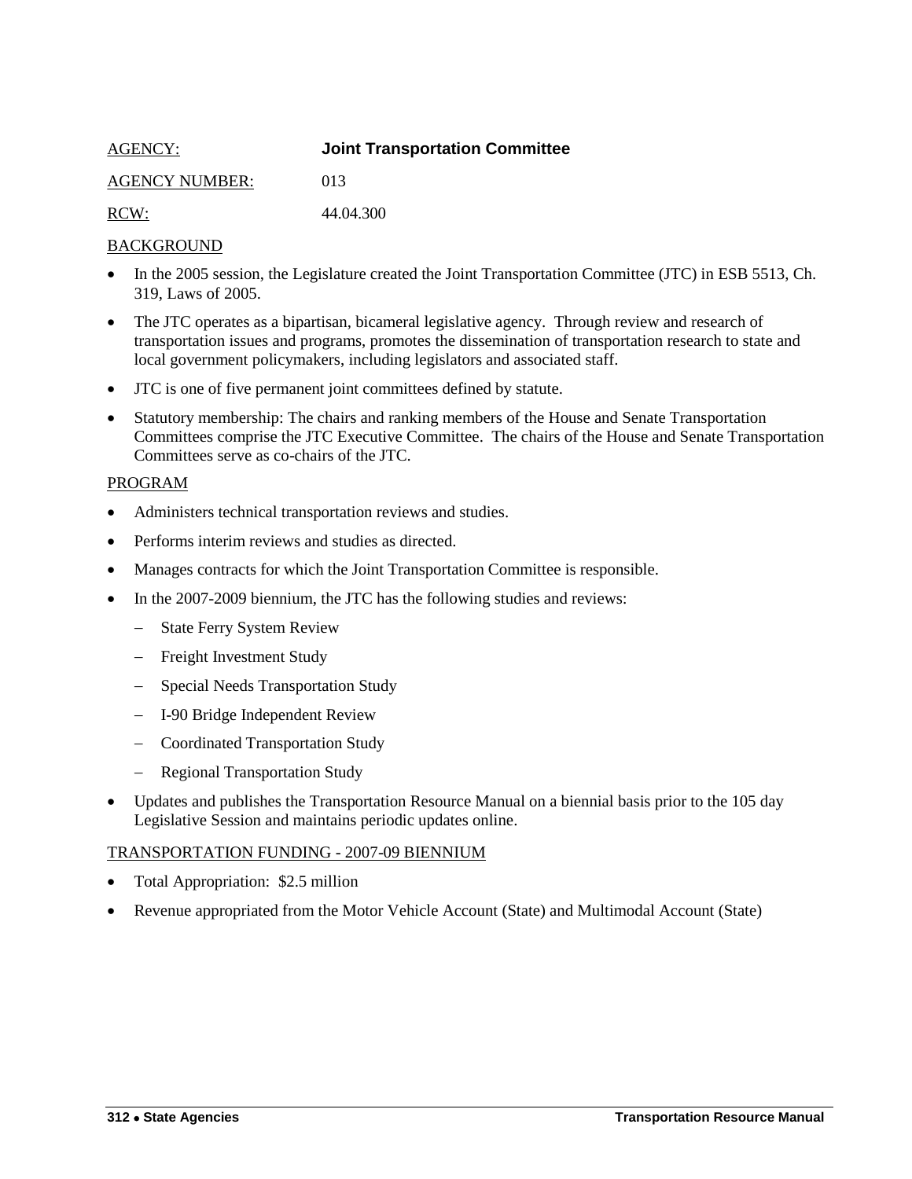AGENCY: **Joint Transportation Committee**

AGENCY NUMBER: 013

RCW: 44.04.300

BACKGROUND

- In the 2005 session, the Legislature created the Joint Transportation Committee (JTC) in ESB 5513, Ch. 319, Laws of 2005.
- The JTC operates as a bipartisan, bicameral legislative agency. Through review and research of transportation issues and programs, promotes the dissemination of transportation research to state and local government policymakers, including legislators and associated staff.
- JTC is one of five permanent joint committees defined by statute.
- Statutory membership: The chairs and ranking members of the House and Senate Transportation Committees comprise the JTC Executive Committee. The chairs of the House and Senate Transportation Committees serve as co-chairs of the JTC.

PROGRAM

- Administers technical transportation reviews and studies.
- Performs interim reviews and studies as directed.
- Manages contracts for which the Joint Transportation Committee is responsible.
- In the 2007-2009 biennium, the JTC has the following studies and reviews:
  - State Ferry System Review
  - Freight Investment Study
  - Special Needs Transportation Study
  - I-90 Bridge Independent Review
  - Coordinated Transportation Study
  - Regional Transportation Study
- Updates and publishes the Transportation Resource Manual on a biennial basis prior to the 105 day Legislative Session and maintains periodic updates online.

TRANSPORTATION FUNDING - 2007-09 BIENNIUM

- Total Appropriation: $2.5 million
- Revenue appropriated from the Motor Vehicle Account (State) and Multimodal Account (State)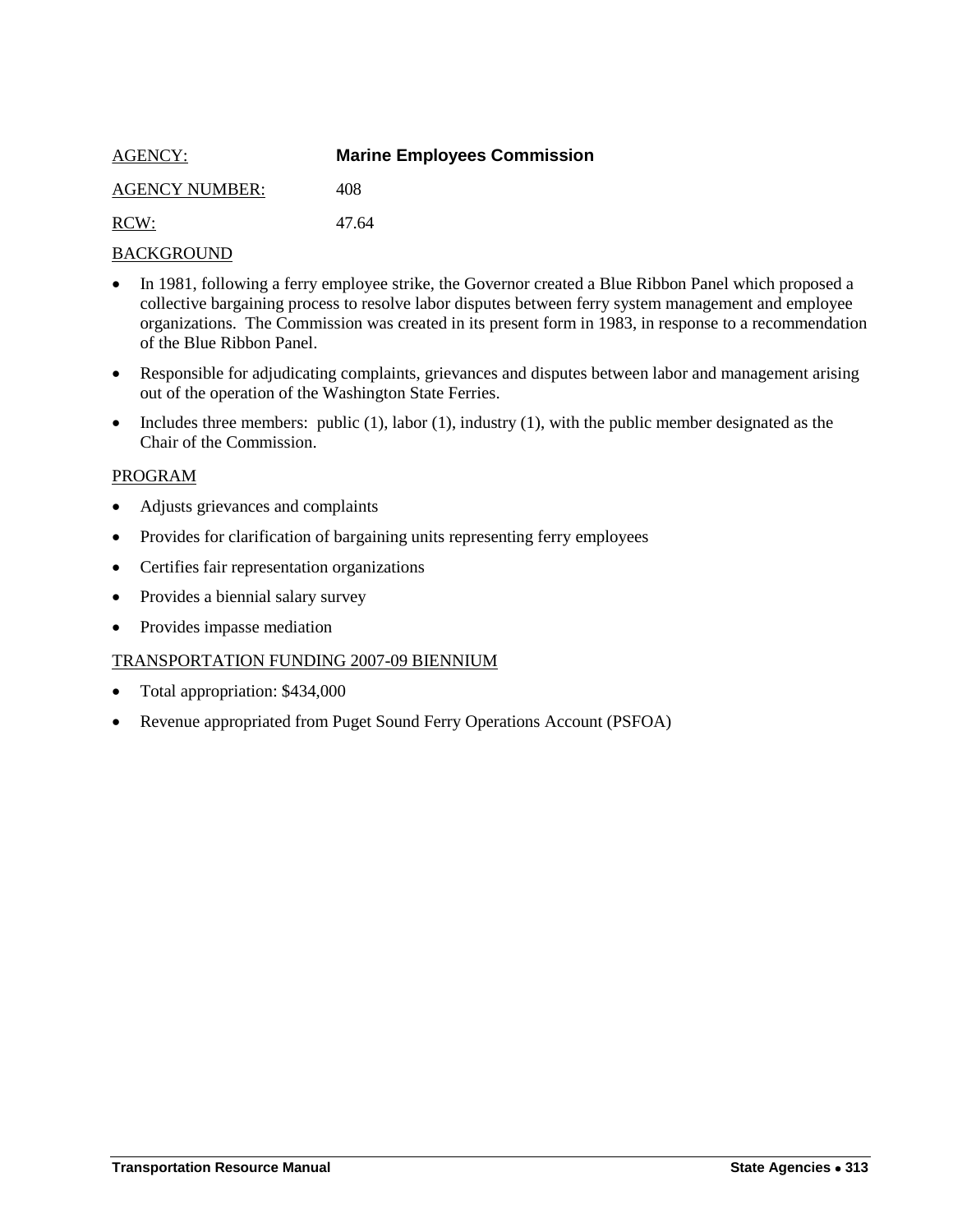AGENCY: **Marine Employees Commission**

AGENCY NUMBER: 408

RCW: 47.64

BACKGROUND

- In 1981, following a ferry employee strike, the Governor created a Blue Ribbon Panel which proposed a collective bargaining process to resolve labor disputes between ferry system management and employee organizations. The Commission was created in its present form in 1983, in response to a recommendation of the Blue Ribbon Panel.
- Responsible for adjudicating complaints, grievances and disputes between labor and management arising out of the operation of the Washington State Ferries.
- Includes three members: public (1), labor (1), industry (1), with the public member designated as the Chair of the Commission.

PROGRAM

- Adjusts grievances and complaints
- Provides for clarification of bargaining units representing ferry employees
- Certifies fair representation organizations
- Provides a biennial salary survey
- Provides impasse mediation

TRANSPORTATION FUNDING 2007-09 BIENNIUM

- Total appropriation: $434,000
- Revenue appropriated from Puget Sound Ferry Operations Account (PSFOA)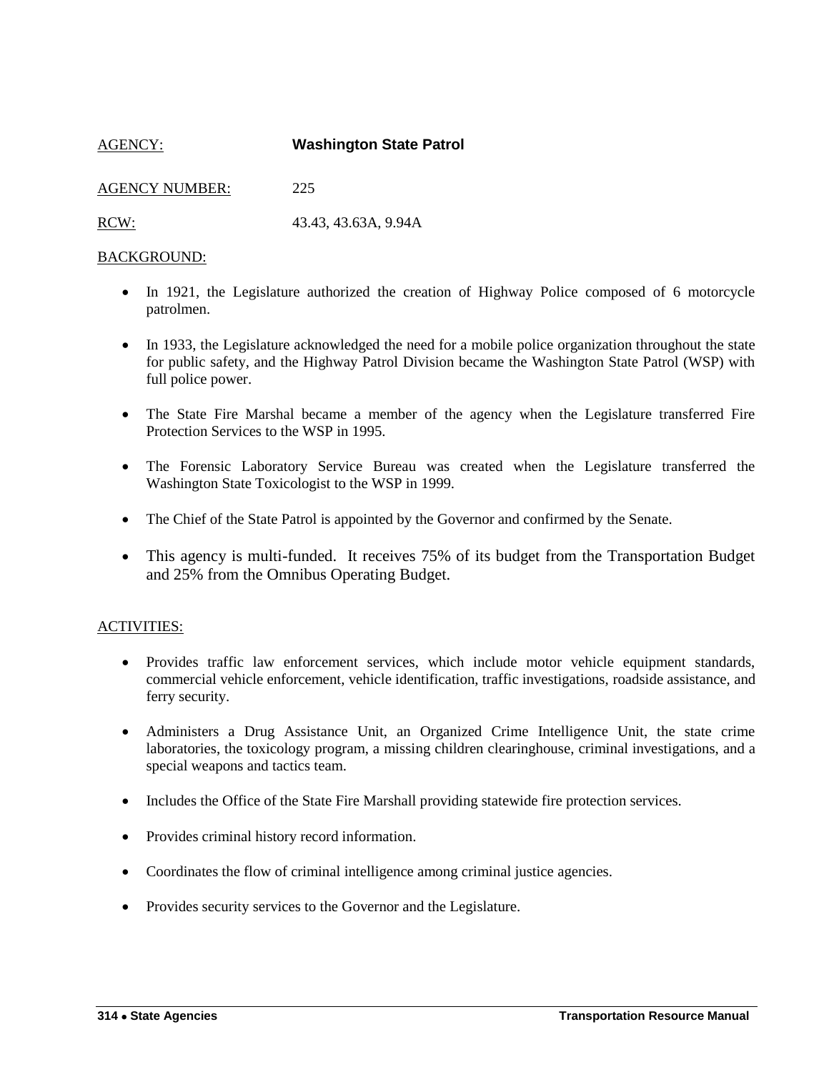AGENCY: **Washington State Patrol**

AGENCY NUMBER: 225

RCW: 43.43, 43.63A, 9.94A

BACKGROUND:

- In 1921, the Legislature authorized the creation of Highway Police composed of 6 motorcycle patrolmen.
- In 1933, the Legislature acknowledged the need for a mobile police organization throughout the state for public safety, and the Highway Patrol Division became the Washington State Patrol (WSP) with full police power.
- The State Fire Marshal became a member of the agency when the Legislature transferred Fire Protection Services to the WSP in 1995.
- The Forensic Laboratory Service Bureau was created when the Legislature transferred the Washington State Toxicologist to the WSP in 1999.
- The Chief of the State Patrol is appointed by the Governor and confirmed by the Senate.
- This agency is multi-funded. It receives 75% of its budget from the Transportation Budget and 25% from the Omnibus Operating Budget.

ACTIVITIES:

- Provides traffic law enforcement services, which include motor vehicle equipment standards, commercial vehicle enforcement, vehicle identification, traffic investigations, roadside assistance, and ferry security.
- Administers a Drug Assistance Unit, an Organized Crime Intelligence Unit, the state crime laboratories, the toxicology program, a missing children clearinghouse, criminal investigations, and a special weapons and tactics team.
- Includes the Office of the State Fire Marshall providing statewide fire protection services.
- Provides criminal history record information.
- Coordinates the flow of criminal intelligence among criminal justice agencies.
- Provides security services to the Governor and the Legislature.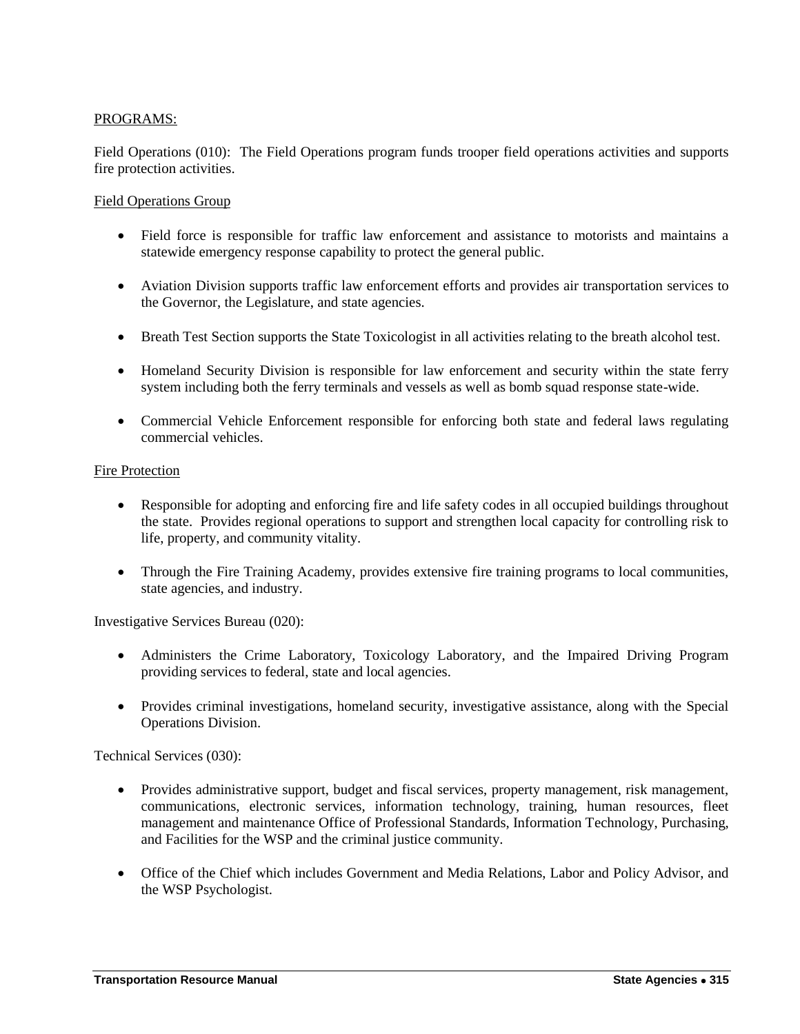PROGRAMS:

Field Operations (010): The Field Operations program funds trooper field operations activities and supports fire protection activities.

Field Operations Group

- Field force is responsible for traffic law enforcement and assistance to motorists and maintains a statewide emergency response capability to protect the general public.
- Aviation Division supports traffic law enforcement efforts and provides air transportation services to the Governor, the Legislature, and state agencies.
- Breath Test Section supports the State Toxicologist in all activities relating to the breath alcohol test.
- Homeland Security Division is responsible for law enforcement and security within the state ferry system including both the ferry terminals and vessels as well as bomb squad response state-wide.
- Commercial Vehicle Enforcement responsible for enforcing both state and federal laws regulating commercial vehicles.

Fire Protection

- Responsible for adopting and enforcing fire and life safety codes in all occupied buildings throughout the state. Provides regional operations to support and strengthen local capacity for controlling risk to life, property, and community vitality.
- Through the Fire Training Academy, provides extensive fire training programs to local communities, state agencies, and industry.

Investigative Services Bureau (020):

- Administers the Crime Laboratory, Toxicology Laboratory, and the Impaired Driving Program providing services to federal, state and local agencies.
- Provides criminal investigations, homeland security, investigative assistance, along with the Special Operations Division.

Technical Services (030):

- Provides administrative support, budget and fiscal services, property management, risk management, communications, electronic services, information technology, training, human resources, fleet management and maintenance Office of Professional Standards, Information Technology, Purchasing, and Facilities for the WSP and the criminal justice community.
- Office of the Chief which includes Government and Media Relations, Labor and Policy Advisor, and the WSP Psychologist.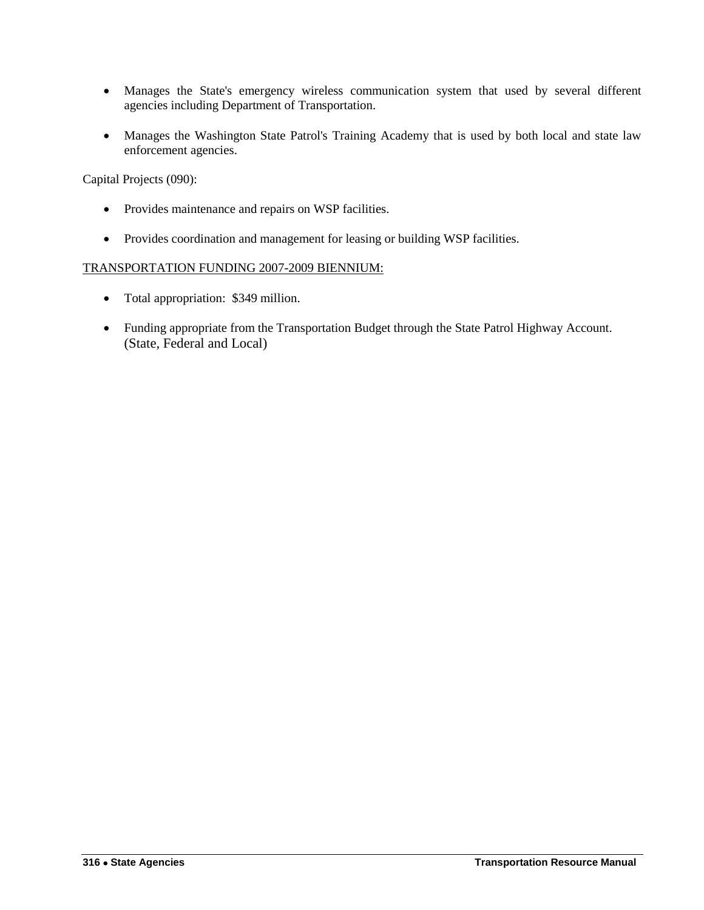- Manages the State's emergency wireless communication system that used by several different agencies including Department of Transportation.

- Manages the Washington State Patrol's Training Academy that is used by both local and state law enforcement agencies.

Capital Projects (090):

- Provides maintenance and repairs on WSP facilities.

- Provides coordination and management for leasing or building WSP facilities.

<u>TRANSPORTATION FUNDING 2007-2009 BIENNIUM:</u>

- Total appropriation: $349 million.

- Funding appropriate from the Transportation Budget through the State Patrol Highway Account. (State, Federal and Local)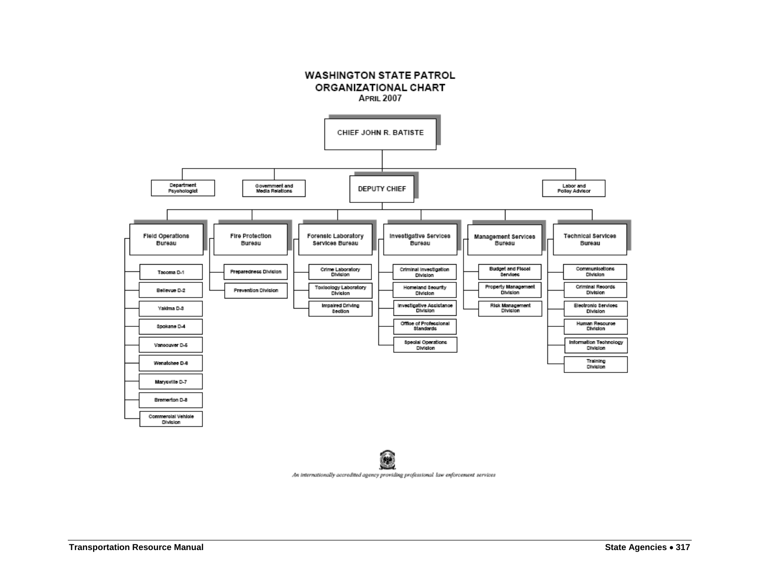# WASHINGTON STATE PATROL ORGANIZATIONAL CHART

**April 2007**

- **CHIEF JOHN R. BATISTE**
  - Department Psychologist
  - Government and Media Relations
  - Labor and Policy Advisor
  - **DEPUTY CHIEF**
    - **Field Operations Bureau**
      - Tacoma D-1
      - Bellevue D-2
      - Yakima D-3
      - Spokane D-4
      - Vancouver D-5
      - Wenatchee D-6
      - Marysville D-7
      - Bremerton D-8
      - Commercial Vehicle Division
    - **Fire Protection Bureau**
      - Preparedness Division
      - Prevention Division
    - **Forensic Laboratory Services Bureau**
      - Crime Laboratory Division
      - Toxicology Laboratory Division
      - Impaired Driving Section
    - **Investigative Services Bureau**
      - Criminal Investigation Division
      - Homeland Security Division
      - Investigative Assistance Division
      - Office of Professional Standards
      - Special Operations Division
    - **Management Services Bureau**
      - Budget and Fiscal Services
      - Property Management Division
      - Risk Management Division
    - **Technical Services Bureau**
      - Communications Division
      - Criminal Records Division
      - Electronic Services Division
      - Human Resource Division
      - Information Technology Division
      - Training Division

*An internationally accredited agency providing professional law enforcement services*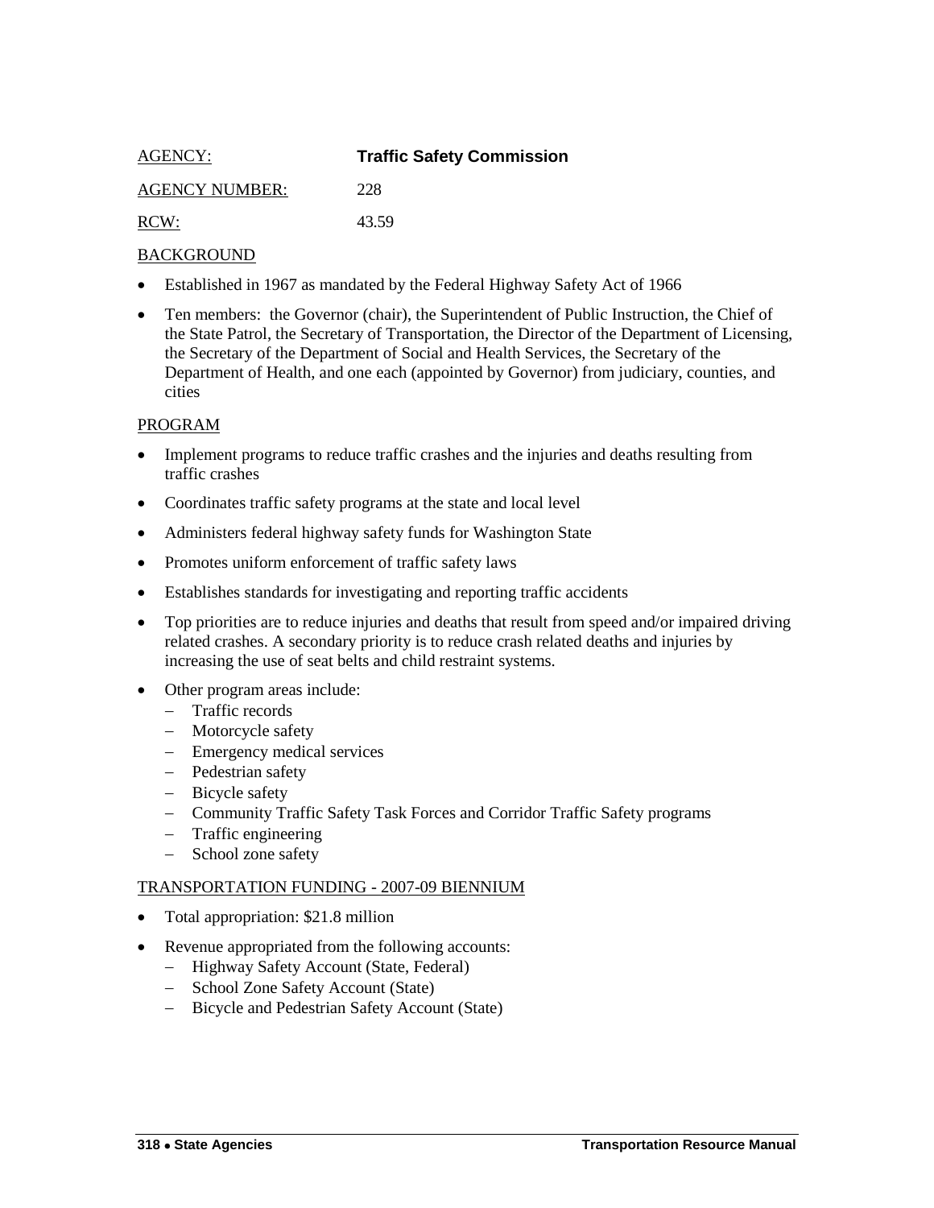AGENCY: **Traffic Safety Commission**

AGENCY NUMBER: 228

RCW: 43.59

BACKGROUND

- Established in 1967 as mandated by the Federal Highway Safety Act of 1966
- Ten members: the Governor (chair), the Superintendent of Public Instruction, the Chief of the State Patrol, the Secretary of Transportation, the Director of the Department of Licensing, the Secretary of the Department of Social and Health Services, the Secretary of the Department of Health, and one each (appointed by Governor) from judiciary, counties, and cities

PROGRAM

- Implement programs to reduce traffic crashes and the injuries and deaths resulting from traffic crashes
- Coordinates traffic safety programs at the state and local level
- Administers federal highway safety funds for Washington State
- Promotes uniform enforcement of traffic safety laws
- Establishes standards for investigating and reporting traffic accidents
- Top priorities are to reduce injuries and deaths that result from speed and/or impaired driving related crashes. A secondary priority is to reduce crash related deaths and injuries by increasing the use of seat belts and child restraint systems.
- Other program areas include:
  - Traffic records
  - Motorcycle safety
  - Emergency medical services
  - Pedestrian safety
  - Bicycle safety
  - Community Traffic Safety Task Forces and Corridor Traffic Safety programs
  - Traffic engineering
  - School zone safety

TRANSPORTATION FUNDING - 2007-09 BIENNIUM

- Total appropriation: $21.8 million
- Revenue appropriated from the following accounts:
  - Highway Safety Account (State, Federal)
  - School Zone Safety Account (State)
  - Bicycle and Pedestrian Safety Account (State)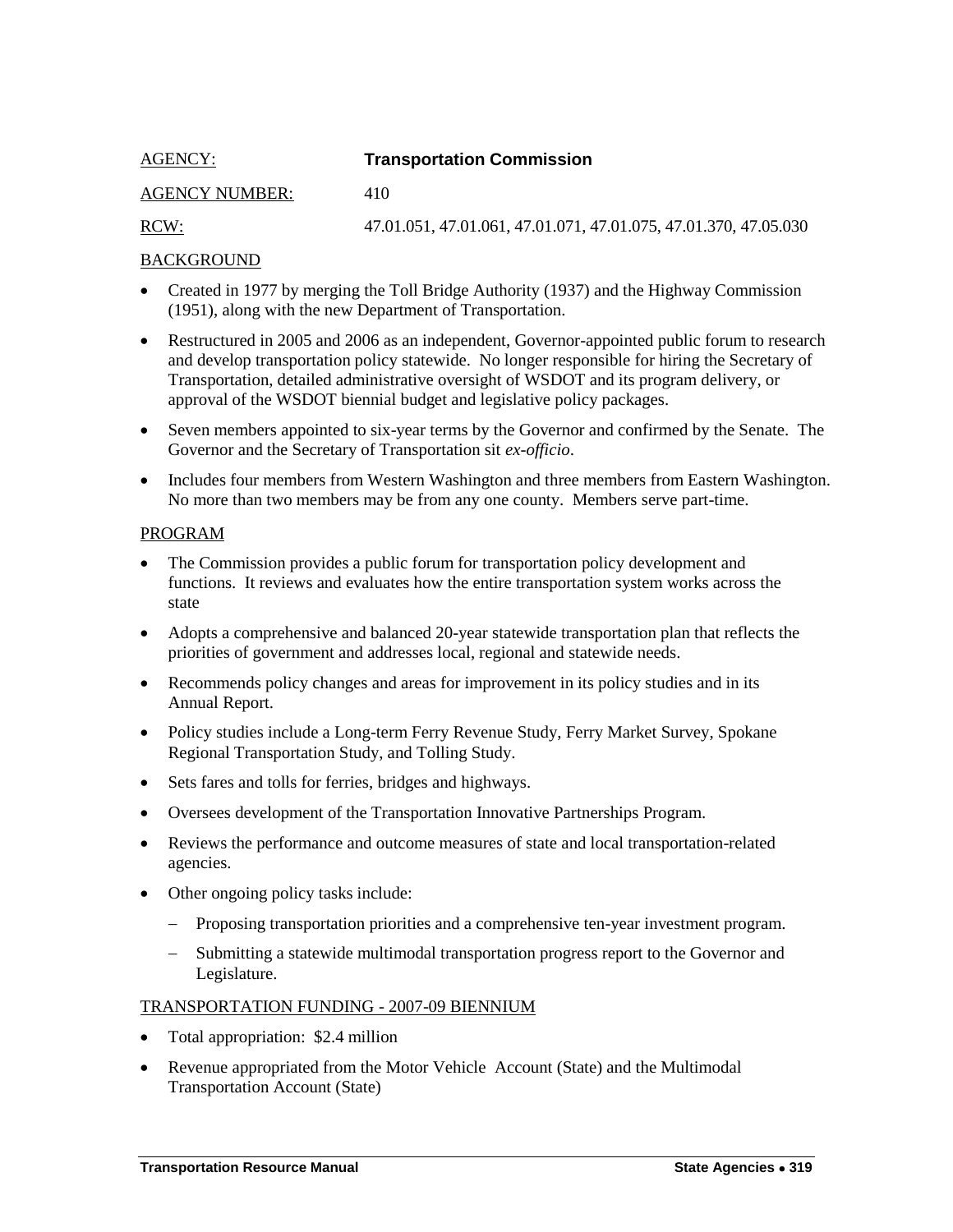AGENCY: **Transportation Commission**

AGENCY NUMBER: 410

RCW: 47.01.051, 47.01.061, 47.01.071, 47.01.075, 47.01.370, 47.05.030

## BACKGROUND

- Created in 1977 by merging the Toll Bridge Authority (1937) and the Highway Commission (1951), along with the new Department of Transportation.
- Restructured in 2005 and 2006 as an independent, Governor-appointed public forum to research and develop transportation policy statewide. No longer responsible for hiring the Secretary of Transportation, detailed administrative oversight of WSDOT and its program delivery, or approval of the WSDOT biennial budget and legislative policy packages.
- Seven members appointed to six-year terms by the Governor and confirmed by the Senate. The Governor and the Secretary of Transportation sit *ex-officio*.
- Includes four members from Western Washington and three members from Eastern Washington. No more than two members may be from any one county. Members serve part-time.

## PROGRAM

- The Commission provides a public forum for transportation policy development and functions. It reviews and evaluates how the entire transportation system works across the state
- Adopts a comprehensive and balanced 20-year statewide transportation plan that reflects the priorities of government and addresses local, regional and statewide needs.
- Recommends policy changes and areas for improvement in its policy studies and in its Annual Report.
- Policy studies include a Long-term Ferry Revenue Study, Ferry Market Survey, Spokane Regional Transportation Study, and Tolling Study.
- Sets fares and tolls for ferries, bridges and highways.
- Oversees development of the Transportation Innovative Partnerships Program.
- Reviews the performance and outcome measures of state and local transportation-related agencies.
- Other ongoing policy tasks include:
  - Proposing transportation priorities and a comprehensive ten-year investment program.
  - Submitting a statewide multimodal transportation progress report to the Governor and Legislature.

## TRANSPORTATION FUNDING - 2007-09 BIENNIUM

- Total appropriation: $2.4 million
- Revenue appropriated from the Motor Vehicle Account (State) and the Multimodal Transportation Account (State)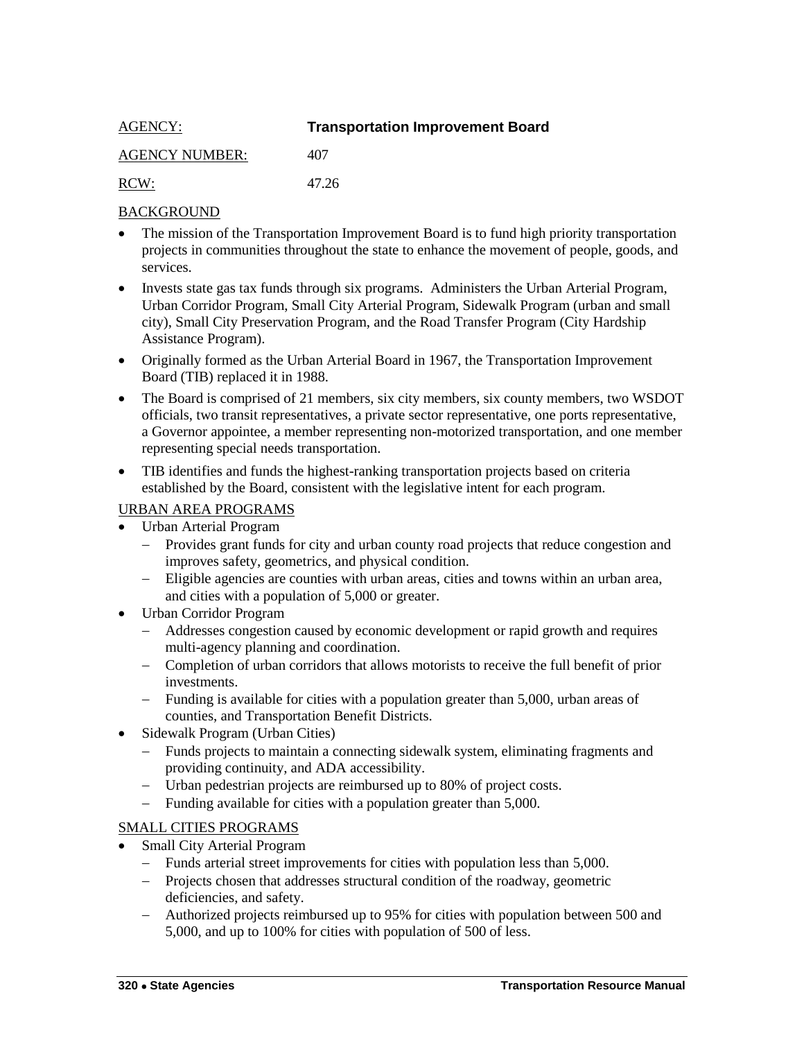AGENCY: **Transportation Improvement Board**

AGENCY NUMBER: 407

RCW: 47.26

BACKGROUND

- The mission of the Transportation Improvement Board is to fund high priority transportation projects in communities throughout the state to enhance the movement of people, goods, and services.
- Invests state gas tax funds through six programs. Administers the Urban Arterial Program, Urban Corridor Program, Small City Arterial Program, Sidewalk Program (urban and small city), Small City Preservation Program, and the Road Transfer Program (City Hardship Assistance Program).
- Originally formed as the Urban Arterial Board in 1967, the Transportation Improvement Board (TIB) replaced it in 1988.
- The Board is comprised of 21 members, six city members, six county members, two WSDOT officials, two transit representatives, a private sector representative, one ports representative, a Governor appointee, a member representing non-motorized transportation, and one member representing special needs transportation.
- TIB identifies and funds the highest-ranking transportation projects based on criteria established by the Board, consistent with the legislative intent for each program.

URBAN AREA PROGRAMS

- Urban Arterial Program
  - Provides grant funds for city and urban county road projects that reduce congestion and improves safety, geometrics, and physical condition.
  - Eligible agencies are counties with urban areas, cities and towns within an urban area, and cities with a population of 5,000 or greater.
- Urban Corridor Program
  - Addresses congestion caused by economic development or rapid growth and requires multi-agency planning and coordination.
  - Completion of urban corridors that allows motorists to receive the full benefit of prior investments.
  - Funding is available for cities with a population greater than 5,000, urban areas of counties, and Transportation Benefit Districts.
- Sidewalk Program (Urban Cities)
  - Funds projects to maintain a connecting sidewalk system, eliminating fragments and providing continuity, and ADA accessibility.
  - Urban pedestrian projects are reimbursed up to 80% of project costs.
  - Funding available for cities with a population greater than 5,000.

SMALL CITIES PROGRAMS

- Small City Arterial Program
  - Funds arterial street improvements for cities with population less than 5,000.
  - Projects chosen that addresses structural condition of the roadway, geometric deficiencies, and safety.
  - Authorized projects reimbursed up to 95% for cities with population between 500 and 5,000, and up to 100% for cities with population of 500 of less.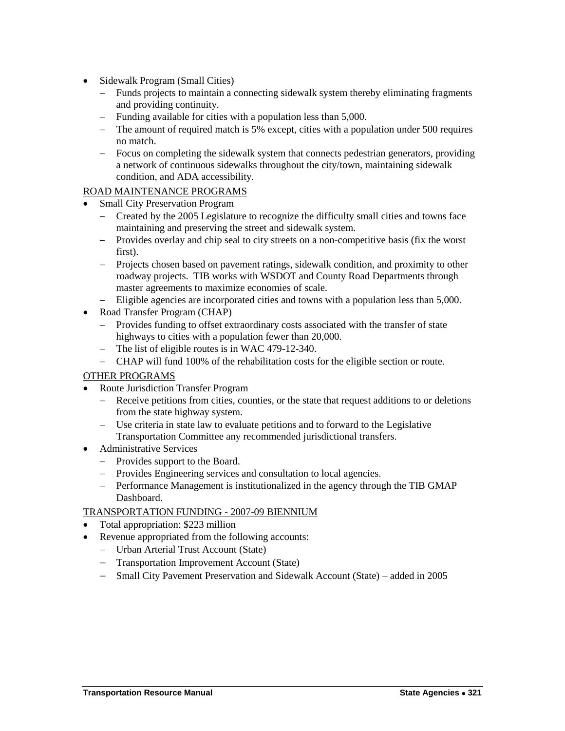- Sidewalk Program (Small Cities)
  - Funds projects to maintain a connecting sidewalk system thereby eliminating fragments and providing continuity.
  - Funding available for cities with a population less than 5,000.
  - The amount of required match is 5% except, cities with a population under 500 requires no match.
  - Focus on completing the sidewalk system that connects pedestrian generators, providing a network of continuous sidewalks throughout the city/town, maintaining sidewalk condition, and ADA accessibility.

ROAD MAINTENANCE PROGRAMS

- Small City Preservation Program
  - Created by the 2005 Legislature to recognize the difficulty small cities and towns face maintaining and preserving the street and sidewalk system.
  - Provides overlay and chip seal to city streets on a non-competitive basis (fix the worst first).
  - Projects chosen based on pavement ratings, sidewalk condition, and proximity to other roadway projects. TIB works with WSDOT and County Road Departments through master agreements to maximize economies of scale.
  - Eligible agencies are incorporated cities and towns with a population less than 5,000.
- Road Transfer Program (CHAP)
  - Provides funding to offset extraordinary costs associated with the transfer of state highways to cities with a population fewer than 20,000.
  - The list of eligible routes is in WAC 479-12-340.
  - CHAP will fund 100% of the rehabilitation costs for the eligible section or route.

OTHER PROGRAMS

- Route Jurisdiction Transfer Program
  - Receive petitions from cities, counties, or the state that request additions to or deletions from the state highway system.
  - Use criteria in state law to evaluate petitions and to forward to the Legislative Transportation Committee any recommended jurisdictional transfers.
- Administrative Services
  - Provides support to the Board.
  - Provides Engineering services and consultation to local agencies.
  - Performance Management is institutionalized in the agency through the TIB GMAP Dashboard.

TRANSPORTATION FUNDING - 2007-09 BIENNIUM

- Total appropriation: $223 million
- Revenue appropriated from the following accounts:
  - Urban Arterial Trust Account (State)
  - Transportation Improvement Account (State)
  - Small City Pavement Preservation and Sidewalk Account (State) – added in 2005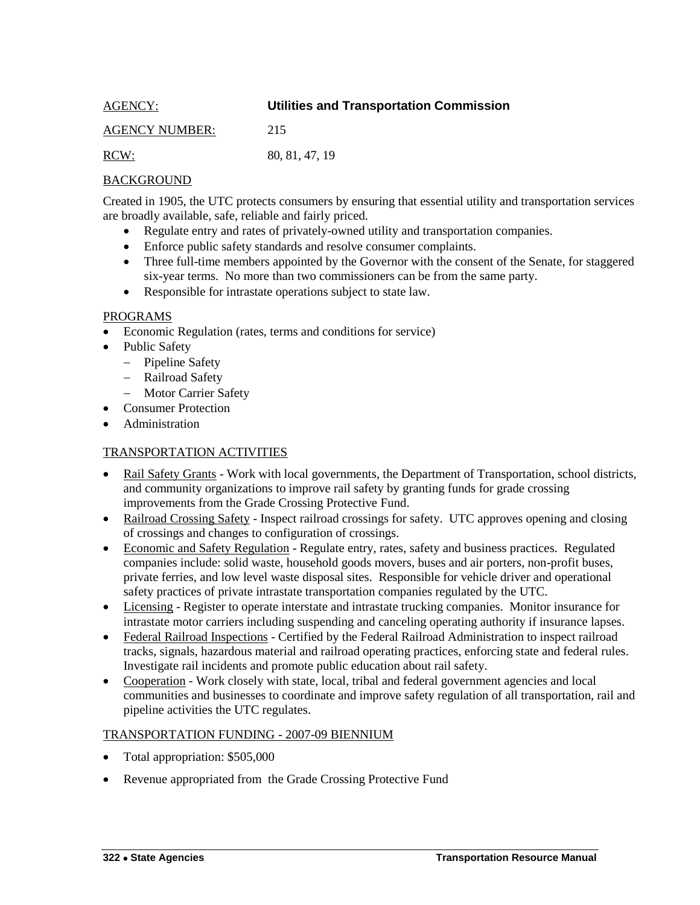AGENCY: **Utilities and Transportation Commission**

AGENCY NUMBER: 215

RCW: 80, 81, 47, 19

## BACKGROUND

Created in 1905, the UTC protects consumers by ensuring that essential utility and transportation services are broadly available, safe, reliable and fairly priced.

- Regulate entry and rates of privately-owned utility and transportation companies.
- Enforce public safety standards and resolve consumer complaints.
- Three full-time members appointed by the Governor with the consent of the Senate, for staggered six-year terms. No more than two commissioners can be from the same party.
- Responsible for intrastate operations subject to state law.

## PROGRAMS

- Economic Regulation (rates, terms and conditions for service)
- Public Safety
  - Pipeline Safety
  - Railroad Safety
  - Motor Carrier Safety
- Consumer Protection
- Administration

## TRANSPORTATION ACTIVITIES

- Rail Safety Grants - Work with local governments, the Department of Transportation, school districts, and community organizations to improve rail safety by granting funds for grade crossing improvements from the Grade Crossing Protective Fund.
- Railroad Crossing Safety - Inspect railroad crossings for safety. UTC approves opening and closing of crossings and changes to configuration of crossings.
- Economic and Safety Regulation - Regulate entry, rates, safety and business practices. Regulated companies include: solid waste, household goods movers, buses and air porters, non-profit buses, private ferries, and low level waste disposal sites. Responsible for vehicle driver and operational safety practices of private intrastate transportation companies regulated by the UTC.
- Licensing - Register to operate interstate and intrastate trucking companies. Monitor insurance for intrastate motor carriers including suspending and canceling operating authority if insurance lapses.
- Federal Railroad Inspections - Certified by the Federal Railroad Administration to inspect railroad tracks, signals, hazardous material and railroad operating practices, enforcing state and federal rules. Investigate rail incidents and promote public education about rail safety.
- Cooperation - Work closely with state, local, tribal and federal government agencies and local communities and businesses to coordinate and improve safety regulation of all transportation, rail and pipeline activities the UTC regulates.

## TRANSPORTATION FUNDING - 2007-09 BIENNIUM

- Total appropriation: $505,000
- Revenue appropriated from the Grade Crossing Protective Fund